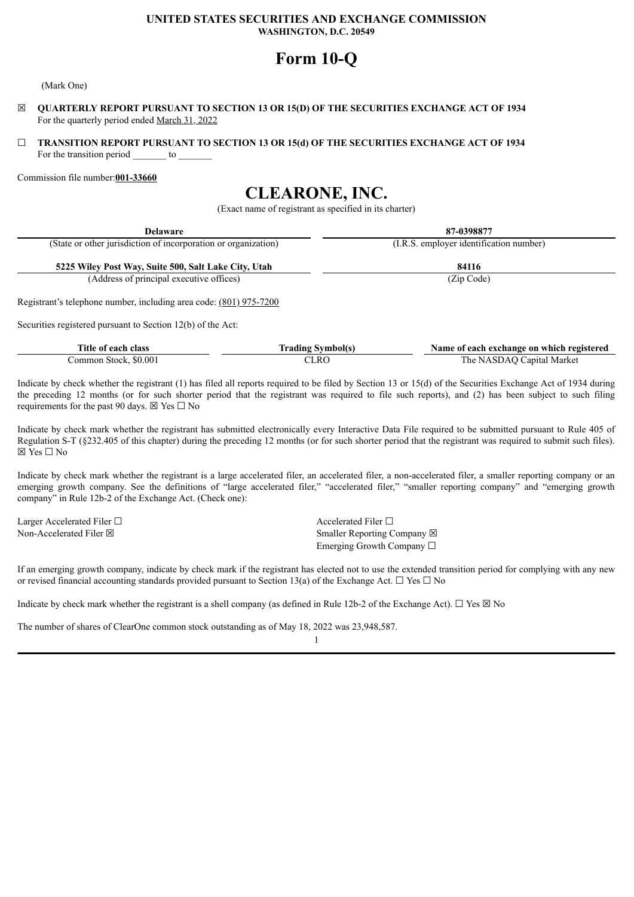**UNITED STATES SECURITIES AND EXCHANGE COMMISSION**
**WASHINGTON, D.C. 20549**

# Form 10-Q

(Mark One)

☒ **QUARTERLY REPORT PURSUANT TO SECTION 13 OR 15(D) OF THE SECURITIES EXCHANGE ACT OF 1934**
For the quarterly period ended March 31, 2022

☐ **TRANSITION REPORT PURSUANT TO SECTION 13 OR 15(d) OF THE SECURITIES EXCHANGE ACT OF 1934**
For the transition period _______ to _______

Commission file number:**001-33660**

# CLEARONE, INC.

(Exact name of registrant as specified in its charter)

| **Delaware** | **87-0398877** |
|---|---|
| (State or other jurisdiction of incorporation or organization) | (I.R.S. employer identification number) |
| **5225 Wiley Post Way, Suite 500, Salt Lake City, Utah** | **84116** |
| (Address of principal executive offices) | (Zip Code) |

Registrant's telephone number, including area code: (801) 975-7200

Securities registered pursuant to Section 12(b) of the Act:

| Title of each class | Trading Symbol(s) | Name of each exchange on which registered |
|---|---|---|
| Common Stock, $0.001 | CLRO | The NASDAQ Capital Market |

Indicate by check whether the registrant (1) has filed all reports required to be filed by Section 13 or 15(d) of the Securities Exchange Act of 1934 during the preceding 12 months (or for such shorter period that the registrant was required to file such reports), and (2) has been subject to such filing requirements for the past 90 days. ☒ Yes ☐ No

Indicate by check mark whether the registrant has submitted electronically every Interactive Data File required to be submitted pursuant to Rule 405 of Regulation S-T (§232.405 of this chapter) during the preceding 12 months (or for such shorter period that the registrant was required to submit such files). ☒ Yes ☐ No

Indicate by check mark whether the registrant is a large accelerated filer, an accelerated filer, a non-accelerated filer, a smaller reporting company or an emerging growth company. See the definitions of "large accelerated filer," "accelerated filer," "smaller reporting company" and "emerging growth company" in Rule 12b-2 of the Exchange Act. (Check one):

| | |
|---|---|
| Larger Accelerated Filer ☐ | Accelerated Filer ☐ |
| Non-Accelerated Filer ☒ | Smaller Reporting Company ☒ |
| | Emerging Growth Company ☐ |

If an emerging growth company, indicate by check mark if the registrant has elected not to use the extended transition period for complying with any new or revised financial accounting standards provided pursuant to Section 13(a) of the Exchange Act. ☐ Yes ☐ No

Indicate by check mark whether the registrant is a shell company (as defined in Rule 12b-2 of the Exchange Act). ☐ Yes ☒ No

The number of shares of ClearOne common stock outstanding as of May 18, 2022 was 23,948,587.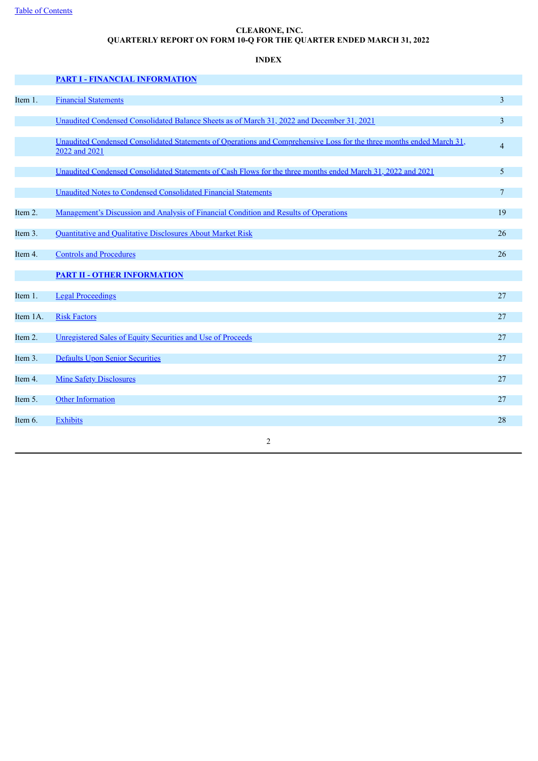# CLEARONE, INC.
# QUARTERLY REPORT ON FORM 10-Q FOR THE QUARTER ENDED MARCH 31, 2022

## INDEX

| | | |
|---|---|---|
| | **PART I - FINANCIAL INFORMATION** | |
| Item 1. | Financial Statements | 3 |
| | Unaudited Condensed Consolidated Balance Sheets as of March 31, 2022 and December 31, 2021 | 3 |
| | Unaudited Condensed Consolidated Statements of Operations and Comprehensive Loss for the three months ended March 31, 2022 and 2021 | 4 |
| | Unaudited Condensed Consolidated Statements of Cash Flows for the three months ended March 31, 2022 and 2021 | 5 |
| | Unaudited Notes to Condensed Consolidated Financial Statements | 7 |
| Item 2. | Management's Discussion and Analysis of Financial Condition and Results of Operations | 19 |
| Item 3. | Quantitative and Qualitative Disclosures About Market Risk | 26 |
| Item 4. | Controls and Procedures | 26 |
| | **PART II - OTHER INFORMATION** | |
| Item 1. | Legal Proceedings | 27 |
| Item 1A. | Risk Factors | 27 |
| Item 2. | Unregistered Sales of Equity Securities and Use of Proceeds | 27 |
| Item 3. | Defaults Upon Senior Securities | 27 |
| Item 4. | Mine Safety Disclosures | 27 |
| Item 5. | Other Information | 27 |
| Item 6. | Exhibits | 28 |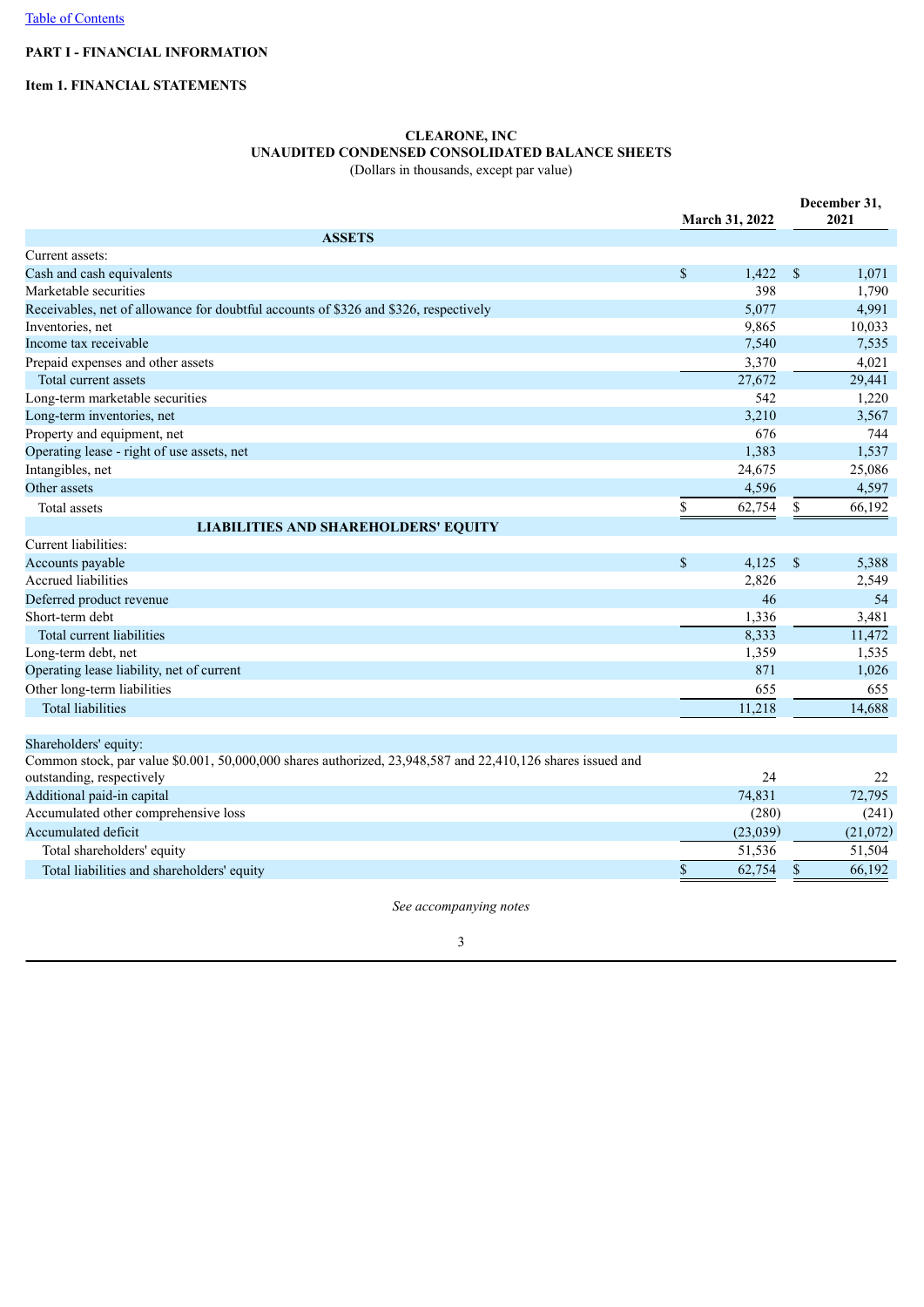[Table of Contents](#)

**PART I - FINANCIAL INFORMATION**

**Item 1. FINANCIAL STATEMENTS**

**CLEARONE, INC**
**UNAUDITED CONDENSED CONSOLIDATED BALANCE SHEETS**
(Dollars in thousands, except par value)

| | March 31, 2022 | December 31, 2021 |
|---|---|---|
| **ASSETS** | | |
| Current assets: | | |
| Cash and cash equivalents | $ 1,422 | $ 1,071 |
| Marketable securities | 398 | 1,790 |
| Receivables, net of allowance for doubtful accounts of $326 and $326, respectively | 5,077 | 4,991 |
| Inventories, net | 9,865 | 10,033 |
| Income tax receivable | 7,540 | 7,535 |
| Prepaid expenses and other assets | 3,370 | 4,021 |
| Total current assets | 27,672 | 29,441 |
| Long-term marketable securities | 542 | 1,220 |
| Long-term inventories, net | 3,210 | 3,567 |
| Property and equipment, net | 676 | 744 |
| Operating lease - right of use assets, net | 1,383 | 1,537 |
| Intangibles, net | 24,675 | 25,086 |
| Other assets | 4,596 | 4,597 |
| Total assets | $ 62,754 | $ 66,192 |
| **LIABILITIES AND SHAREHOLDERS' EQUITY** | | |
| Current liabilities: | | |
| Accounts payable | $ 4,125 | $ 5,388 |
| Accrued liabilities | 2,826 | 2,549 |
| Deferred product revenue | 46 | 54 |
| Short-term debt | 1,336 | 3,481 |
| Total current liabilities | 8,333 | 11,472 |
| Long-term debt, net | 1,359 | 1,535 |
| Operating lease liability, net of current | 871 | 1,026 |
| Other long-term liabilities | 655 | 655 |
| Total liabilities | 11,218 | 14,688 |
| | | |
| Shareholders' equity: | | |
| Common stock, par value $0.001, 50,000,000 shares authorized, 23,948,587 and 22,410,126 shares issued and outstanding, respectively | 24 | 22 |
| Additional paid-in capital | 74,831 | 72,795 |
| Accumulated other comprehensive loss | (280) | (241) |
| Accumulated deficit | (23,039) | (21,072) |
| Total shareholders' equity | 51,536 | 51,504 |
| Total liabilities and shareholders' equity | $ 62,754 | $ 66,192 |

*See accompanying notes*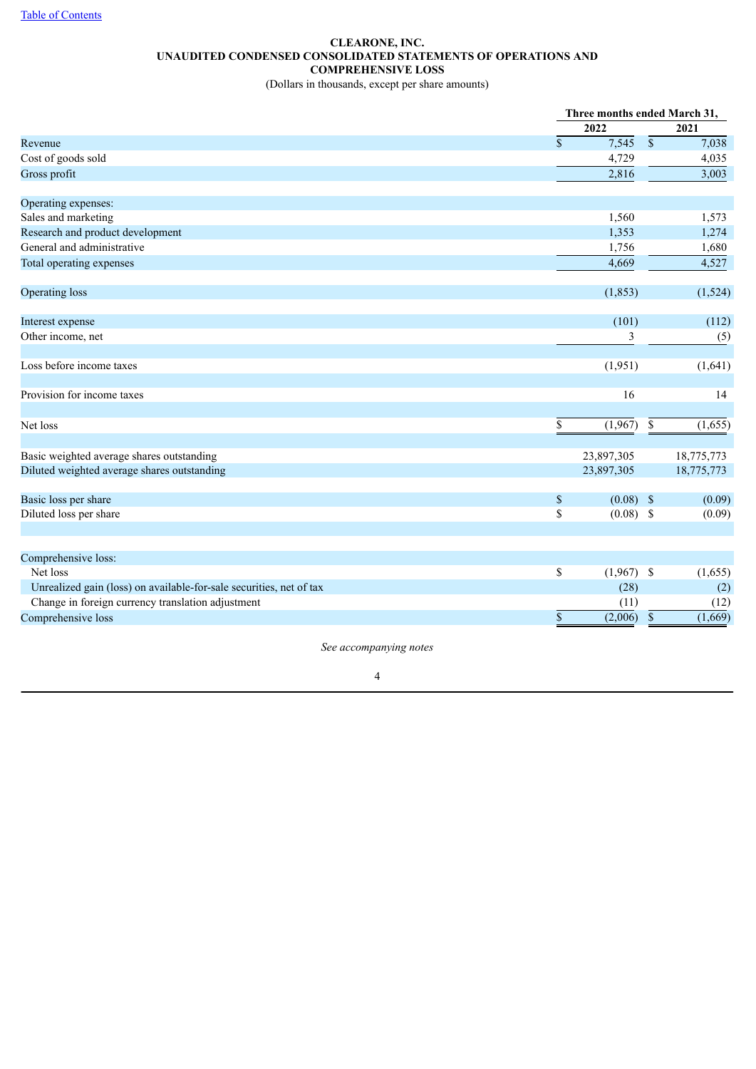# CLEARONE, INC.
## UNAUDITED CONDENSED CONSOLIDATED STATEMENTS OF OPERATIONS AND COMPREHENSIVE LOSS

(Dollars in thousands, except per share amounts)

| | Three months ended March 31, | |
|---|---|---|
| | 2022 | 2021 |
| Revenue | $ 7,545 | $ 7,038 |
| Cost of goods sold | 4,729 | 4,035 |
| Gross profit | 2,816 | 3,003 |
| | | |
| Operating expenses: | | |
| Sales and marketing | 1,560 | 1,573 |
| Research and product development | 1,353 | 1,274 |
| General and administrative | 1,756 | 1,680 |
| Total operating expenses | 4,669 | 4,527 |
| | | |
| Operating loss | (1,853) | (1,524) |
| | | |
| Interest expense | (101) | (112) |
| Other income, net | 3 | (5) |
| | | |
| Loss before income taxes | (1,951) | (1,641) |
| | | |
| Provision for income taxes | 16 | 14 |
| | | |
| Net loss | $ (1,967) | $ (1,655) |
| | | |
| Basic weighted average shares outstanding | 23,897,305 | 18,775,773 |
| Diluted weighted average shares outstanding | 23,897,305 | 18,775,773 |
| | | |
| Basic loss per share | $ (0.08) | $ (0.09) |
| Diluted loss per share | $ (0.08) | $ (0.09) |
| | | |
| Comprehensive loss: | | |
| Net loss | $ (1,967) | $ (1,655) |
| Unrealized gain (loss) on available-for-sale securities, net of tax | (28) | (2) |
| Change in foreign currency translation adjustment | (11) | (12) |
| Comprehensive loss | $ (2,006) | $ (1,669) |

*See accompanying notes*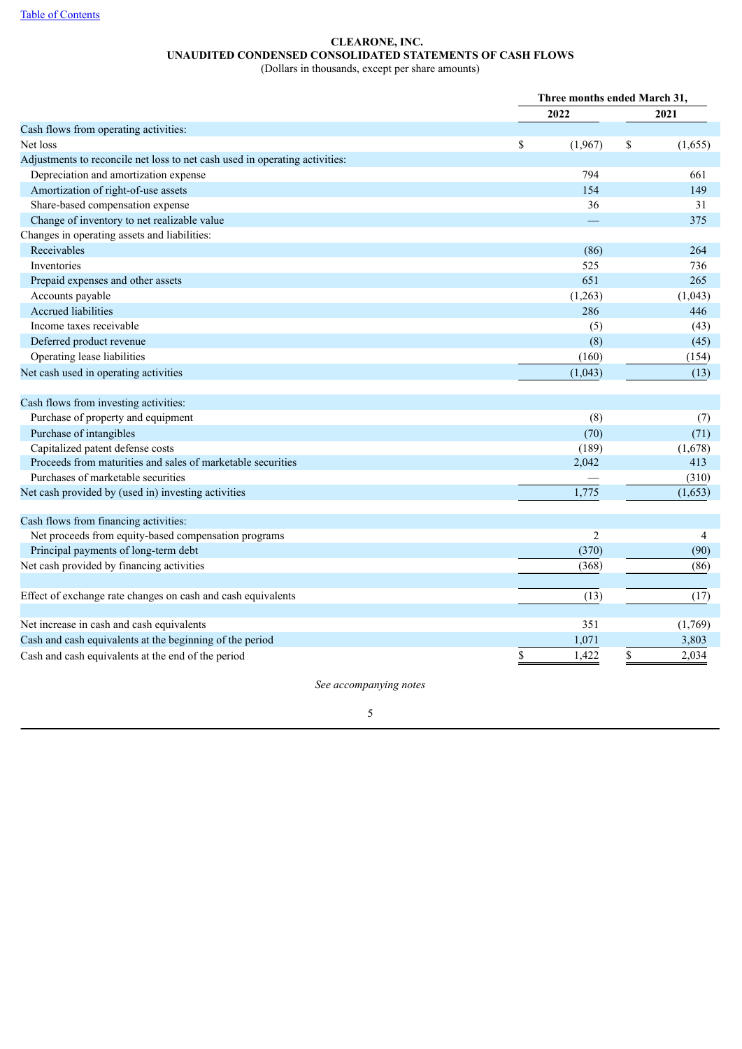[Table of Contents](#)

**CLEARONE, INC.**
**UNAUDITED CONDENSED CONSOLIDATED STATEMENTS OF CASH FLOWS**
(Dollars in thousands, except per share amounts)

| | Three months ended March 31, | |
|---|---|---|
| | 2022 | 2021 |
| Cash flows from operating activities: | | |
| Net loss | $ (1,967) | $ (1,655) |
| Adjustments to reconcile net loss to net cash used in operating activities: | | |
| Depreciation and amortization expense | 794 | 661 |
| Amortization of right-of-use assets | 154 | 149 |
| Share-based compensation expense | 36 | 31 |
| Change of inventory to net realizable value | — | 375 |
| Changes in operating assets and liabilities: | | |
| Receivables | (86) | 264 |
| Inventories | 525 | 736 |
| Prepaid expenses and other assets | 651 | 265 |
| Accounts payable | (1,263) | (1,043) |
| Accrued liabilities | 286 | 446 |
| Income taxes receivable | (5) | (43) |
| Deferred product revenue | (8) | (45) |
| Operating lease liabilities | (160) | (154) |
| Net cash used in operating activities | (1,043) | (13) |
| | | |
| Cash flows from investing activities: | | |
| Purchase of property and equipment | (8) | (7) |
| Purchase of intangibles | (70) | (71) |
| Capitalized patent defense costs | (189) | (1,678) |
| Proceeds from maturities and sales of marketable securities | 2,042 | 413 |
| Purchases of marketable securities | — | (310) |
| Net cash provided by (used in) investing activities | 1,775 | (1,653) |
| | | |
| Cash flows from financing activities: | | |
| Net proceeds from equity-based compensation programs | 2 | 4 |
| Principal payments of long-term debt | (370) | (90) |
| Net cash provided by financing activities | (368) | (86) |
| | | |
| Effect of exchange rate changes on cash and cash equivalents | (13) | (17) |
| | | |
| Net increase in cash and cash equivalents | 351 | (1,769) |
| Cash and cash equivalents at the beginning of the period | 1,071 | 3,803 |
| Cash and cash equivalents at the end of the period | $ 1,422 | $ 2,034 |

*See accompanying notes*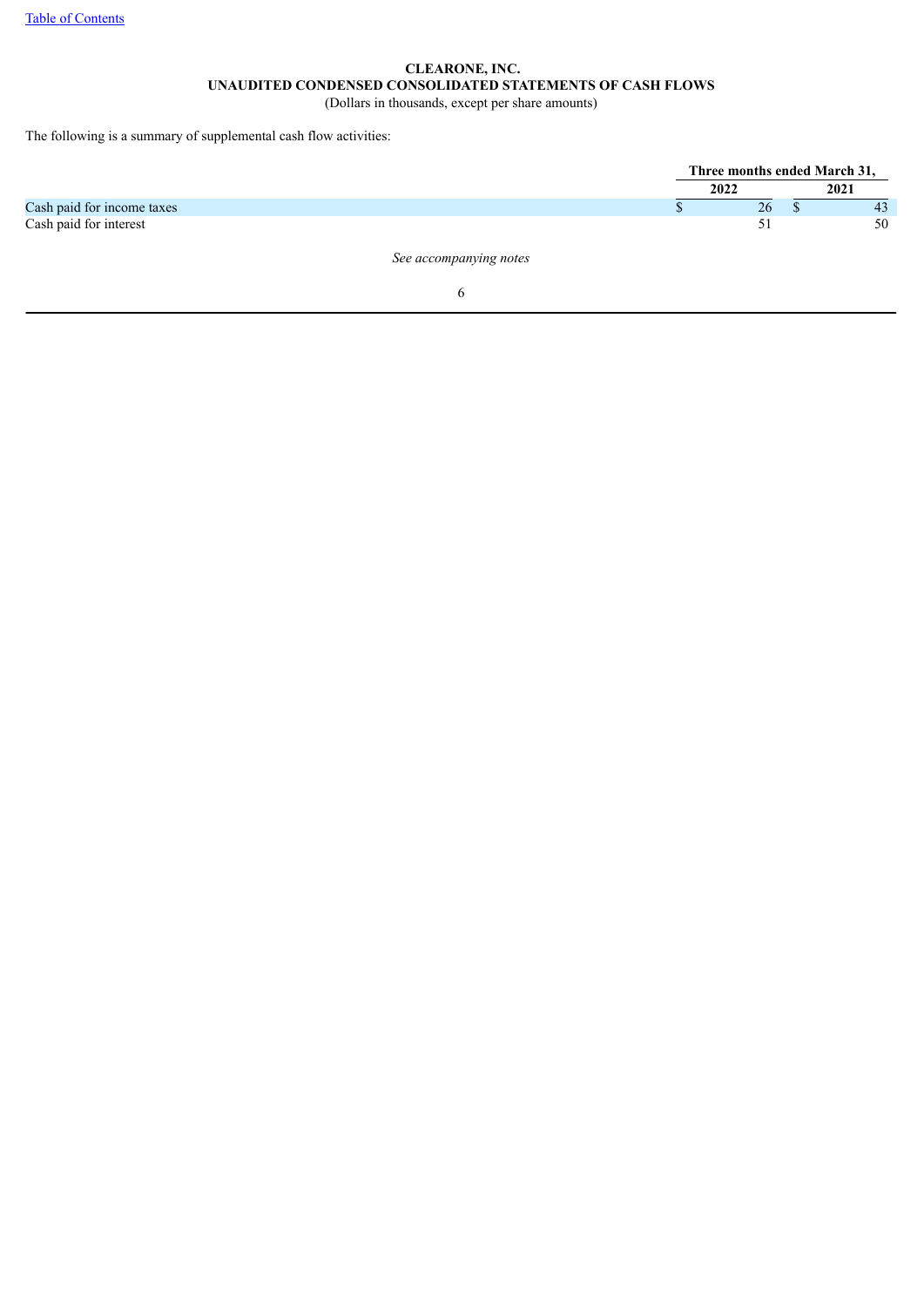**CLEARONE, INC.**
**UNAUDITED CONDENSED CONSOLIDATED STATEMENTS OF CASH FLOWS**
(Dollars in thousands, except per share amounts)

The following is a summary of supplemental cash flow activities:

| | Three months ended March 31, | |
|---|---|---|
| | **2022** | **2021** |
| Cash paid for income taxes | $ 26 | $ 43 |
| Cash paid for interest | 51 | 50 |

*See accompanying notes*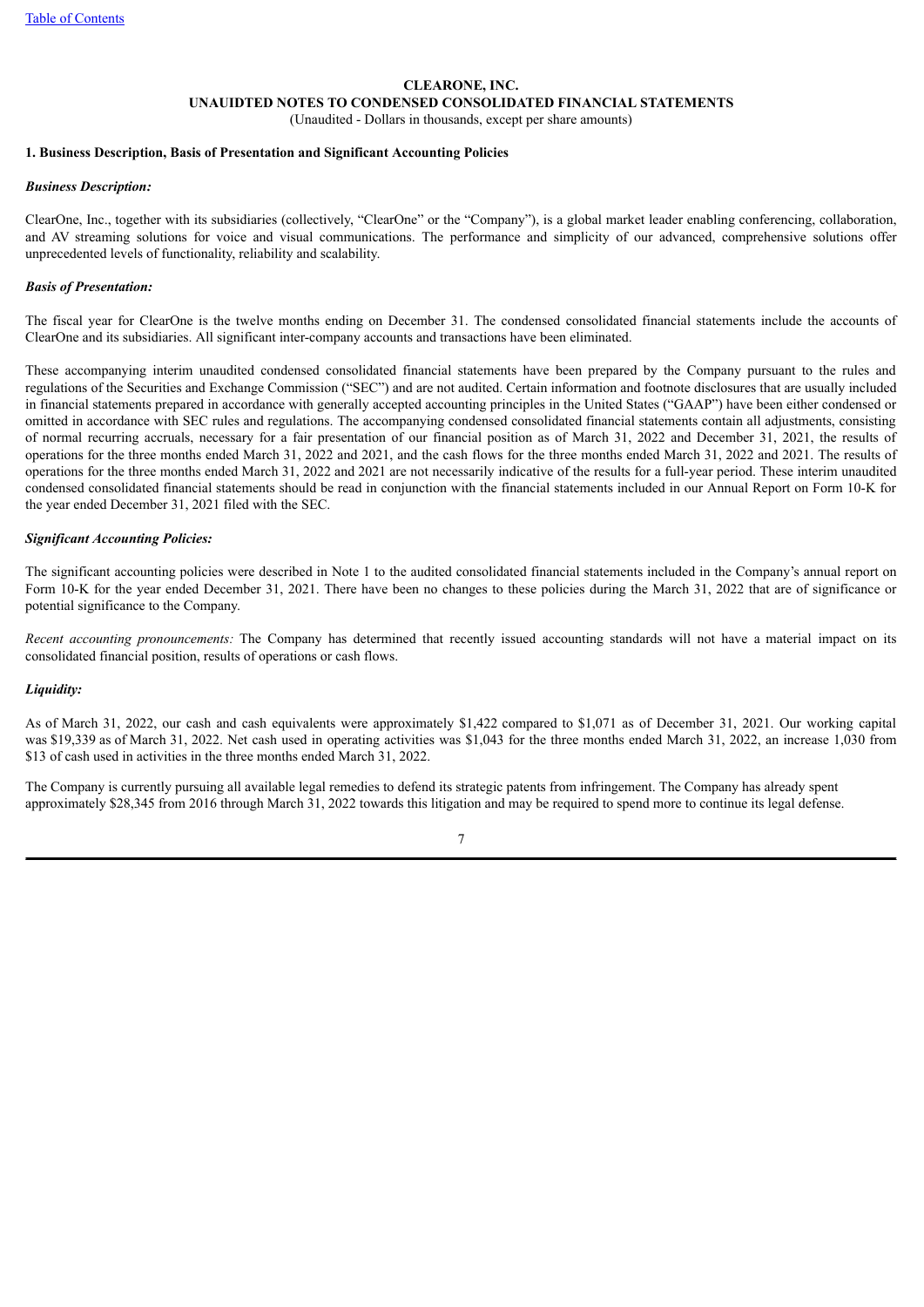# CLEARONE, INC.
## UNAUIDTED NOTES TO CONDENSED CONSOLIDATED FINANCIAL STATEMENTS
(Unaudited - Dollars in thousands, except per share amounts)

### 1. Business Description, Basis of Presentation and Significant Accounting Policies

***Business Description:***

ClearOne, Inc., together with its subsidiaries (collectively, "ClearOne" or the "Company"), is a global market leader enabling conferencing, collaboration, and AV streaming solutions for voice and visual communications. The performance and simplicity of our advanced, comprehensive solutions offer unprecedented levels of functionality, reliability and scalability.

***Basis of Presentation:***

The fiscal year for ClearOne is the twelve months ending on December 31. The condensed consolidated financial statements include the accounts of ClearOne and its subsidiaries. All significant inter-company accounts and transactions have been eliminated.

These accompanying interim unaudited condensed consolidated financial statements have been prepared by the Company pursuant to the rules and regulations of the Securities and Exchange Commission ("SEC") and are not audited. Certain information and footnote disclosures that are usually included in financial statements prepared in accordance with generally accepted accounting principles in the United States ("GAAP") have been either condensed or omitted in accordance with SEC rules and regulations. The accompanying condensed consolidated financial statements contain all adjustments, consisting of normal recurring accruals, necessary for a fair presentation of our financial position as of March 31, 2022 and December 31, 2021, the results of operations for the three months ended March 31, 2022 and 2021, and the cash flows for the three months ended March 31, 2022 and 2021. The results of operations for the three months ended March 31, 2022 and 2021 are not necessarily indicative of the results for a full-year period. These interim unaudited condensed consolidated financial statements should be read in conjunction with the financial statements included in our Annual Report on Form 10-K for the year ended December 31, 2021 filed with the SEC.

***Significant Accounting Policies:***

The significant accounting policies were described in Note 1 to the audited consolidated financial statements included in the Company's annual report on Form 10-K for the year ended December 31, 2021. There have been no changes to these policies during the March 31, 2022 that are of significance or potential significance to the Company.

*Recent accounting pronouncements:* The Company has determined that recently issued accounting standards will not have a material impact on its consolidated financial position, results of operations or cash flows.

***Liquidity:***

As of March 31, 2022, our cash and cash equivalents were approximately $1,422 compared to $1,071 as of December 31, 2021. Our working capital was $19,339 as of March 31, 2022. Net cash used in operating activities was $1,043 for the three months ended March 31, 2022, an increase 1,030 from $13 of cash used in activities in the three months ended March 31, 2022.

The Company is currently pursuing all available legal remedies to defend its strategic patents from infringement. The Company has already spent approximately $28,345 from 2016 through March 31, 2022 towards this litigation and may be required to spend more to continue its legal defense.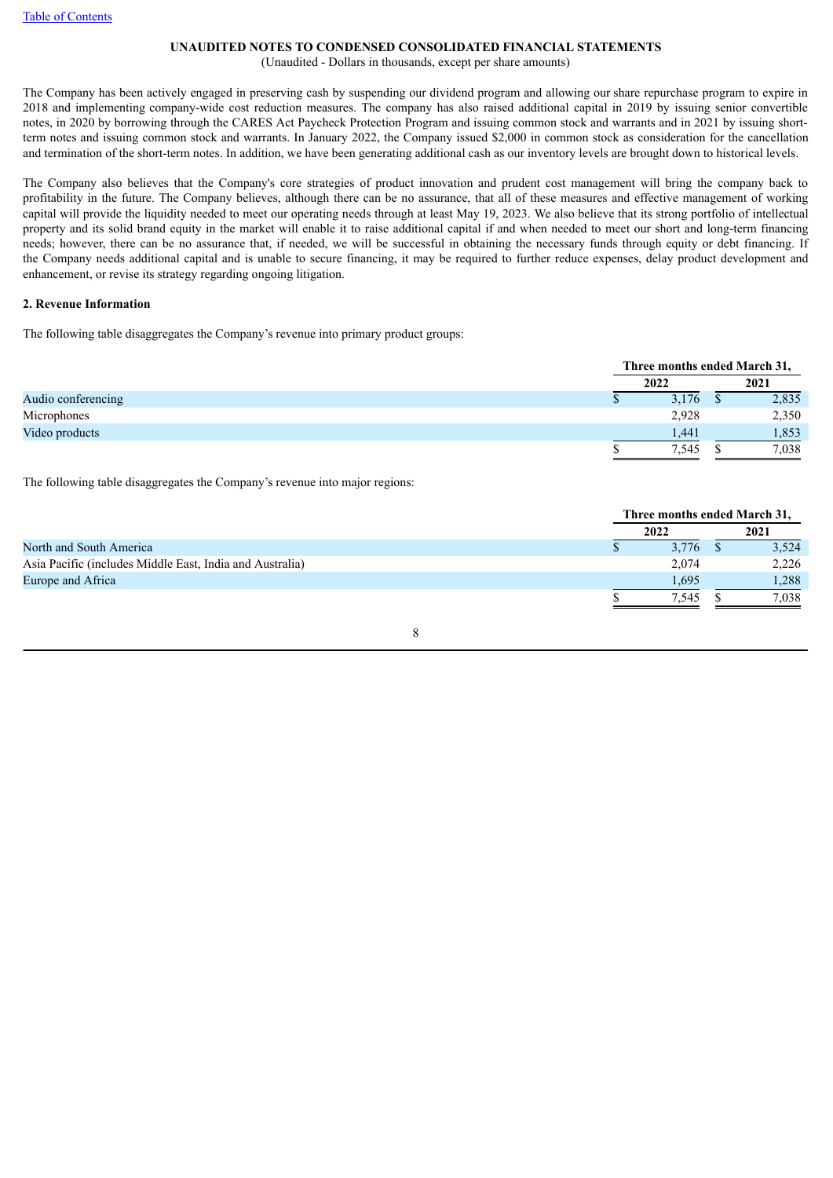**UNAUDITED NOTES TO CONDENSED CONSOLIDATED FINANCIAL STATEMENTS**
(Unaudited - Dollars in thousands, except per share amounts)

The Company has been actively engaged in preserving cash by suspending our dividend program and allowing our share repurchase program to expire in 2018 and implementing company-wide cost reduction measures. The company has also raised additional capital in 2019 by issuing senior convertible notes, in 2020 by borrowing through the CARES Act Paycheck Protection Program and issuing common stock and warrants and in 2021 by issuing short-term notes and issuing common stock and warrants. In January 2022, the Company issued $2,000 in common stock as consideration for the cancellation and termination of the short-term notes. In addition, we have been generating additional cash as our inventory levels are brought down to historical levels.

The Company also believes that the Company's core strategies of product innovation and prudent cost management will bring the company back to profitability in the future. The Company believes, although there can be no assurance, that all of these measures and effective management of working capital will provide the liquidity needed to meet our operating needs through at least May 19, 2023. We also believe that its strong portfolio of intellectual property and its solid brand equity in the market will enable it to raise additional capital if and when needed to meet our short and long-term financing needs; however, there can be no assurance that, if needed, we will be successful in obtaining the necessary funds through equity or debt financing. If the Company needs additional capital and is unable to secure financing, it may be required to further reduce expenses, delay product development and enhancement, or revise its strategy regarding ongoing litigation.

**2. Revenue Information**

The following table disaggregates the Company's revenue into primary product groups:

| | Three months ended March 31, | |
|---|---|---|
| | 2022 | 2021 |
| Audio conferencing | $ 3,176 | $ 2,835 |
| Microphones | 2,928 | 2,350 |
| Video products | 1,441 | 1,853 |
| | $ 7,545 | $ 7,038 |

The following table disaggregates the Company's revenue into major regions:

| | Three months ended March 31, | |
|---|---|---|
| | 2022 | 2021 |
| North and South America | $ 3,776 | $ 3,524 |
| Asia Pacific (includes Middle East, India and Australia) | 2,074 | 2,226 |
| Europe and Africa | 1,695 | 1,288 |
| | $ 7,545 | $ 7,038 |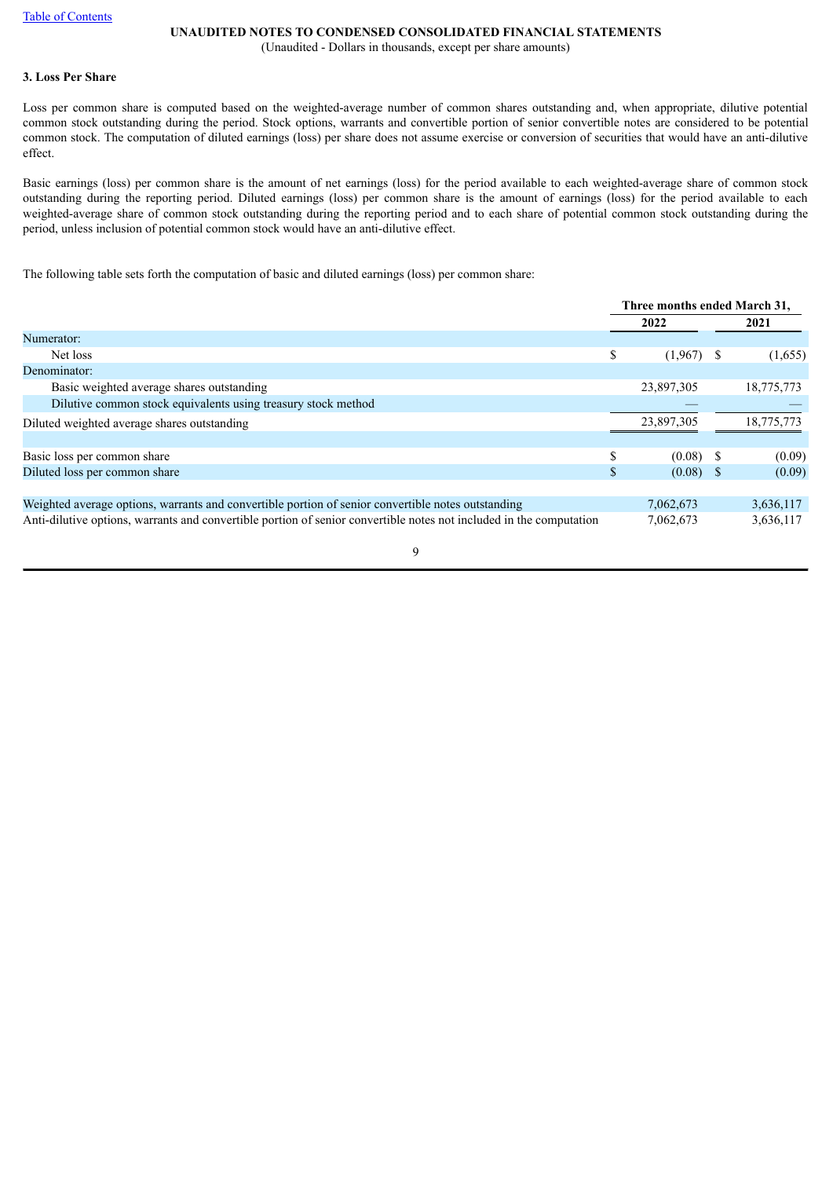UNAUDITED NOTES TO CONDENSED CONSOLIDATED FINANCIAL STATEMENTS

(Unaudited - Dollars in thousands, except per share amounts)

### 3. Loss Per Share

Loss per common share is computed based on the weighted-average number of common shares outstanding and, when appropriate, dilutive potential common stock outstanding during the period. Stock options, warrants and convertible portion of senior convertible notes are considered to be potential common stock. The computation of diluted earnings (loss) per share does not assume exercise or conversion of securities that would have an anti-dilutive effect.

Basic earnings (loss) per common share is the amount of net earnings (loss) for the period available to each weighted-average share of common stock outstanding during the reporting period. Diluted earnings (loss) per common share is the amount of earnings (loss) for the period available to each weighted-average share of common stock outstanding during the reporting period and to each share of potential common stock outstanding during the period, unless inclusion of potential common stock would have an anti-dilutive effect.

The following table sets forth the computation of basic and diluted earnings (loss) per common share:

| | Three months ended March 31, | |
|---|---|---|
| | 2022 | 2021 |
| Numerator: | | |
| Net loss | $ (1,967) | $ (1,655) |
| Denominator: | | |
| Basic weighted average shares outstanding | 23,897,305 | 18,775,773 |
| Dilutive common stock equivalents using treasury stock method | — | — |
| Diluted weighted average shares outstanding | 23,897,305 | 18,775,773 |
| | | |
| Basic loss per common share | $ (0.08) | $ (0.09) |
| Diluted loss per common share | $ (0.08) | $ (0.09) |
| | | |
| Weighted average options, warrants and convertible portion of senior convertible notes outstanding | 7,062,673 | 3,636,117 |
| Anti-dilutive options, warrants and convertible portion of senior convertible notes not included in the computation | 7,062,673 | 3,636,117 |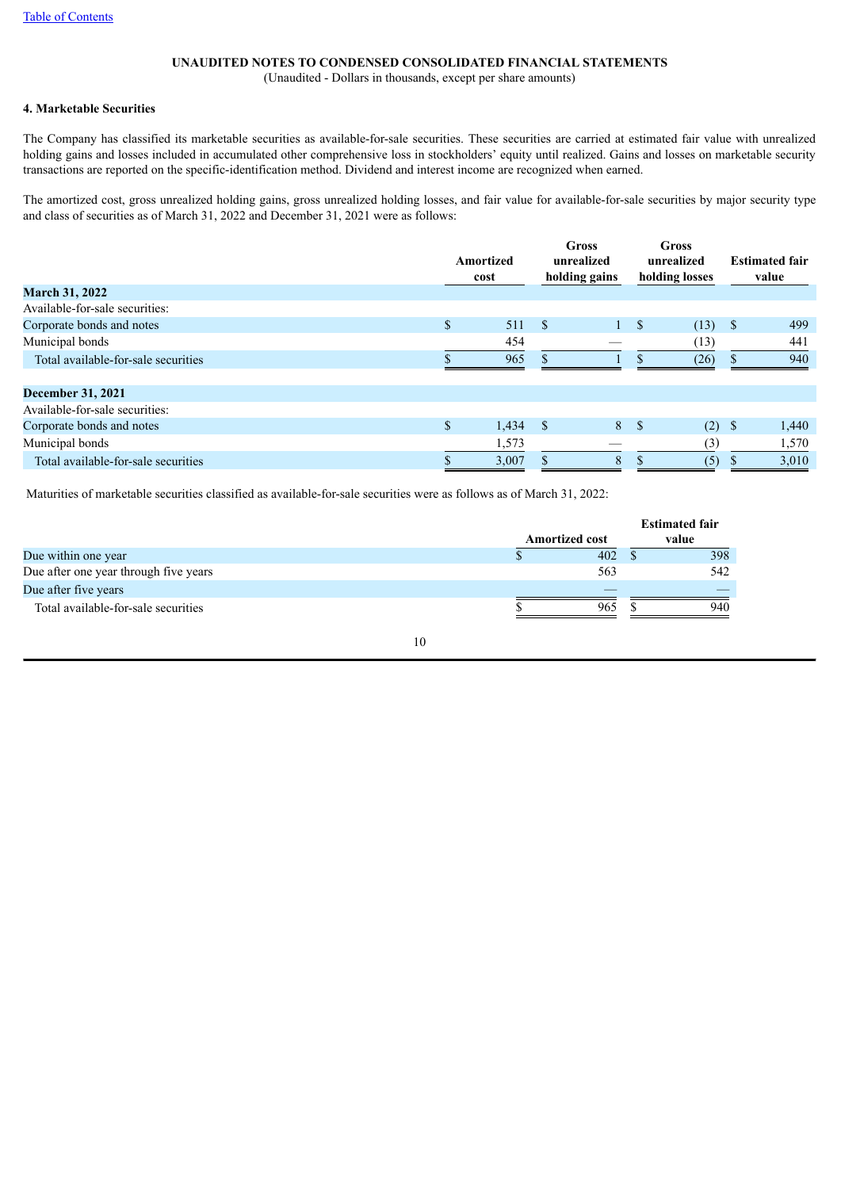[Table of Contents](#)

**UNAUDITED NOTES TO CONDENSED CONSOLIDATED FINANCIAL STATEMENTS**
(Unaudited - Dollars in thousands, except per share amounts)

### 4. Marketable Securities

The Company has classified its marketable securities as available-for-sale securities. These securities are carried at estimated fair value with unrealized holding gains and losses included in accumulated other comprehensive loss in stockholders' equity until realized. Gains and losses on marketable security transactions are reported on the specific-identification method. Dividend and interest income are recognized when earned.

The amortized cost, gross unrealized holding gains, gross unrealized holding losses, and fair value for available-for-sale securities by major security type and class of securities as of March 31, 2022 and December 31, 2021 were as follows:

| | Amortized cost | Gross unrealized holding gains | Gross unrealized holding losses | Estimated fair value |
|---|---|---|---|---|
| **March 31, 2022** | | | | |
| Available-for-sale securities: | | | | |
| Corporate bonds and notes | $ 511 | $ 1 | $ (13) | $ 499 |
| Municipal bonds | 454 | — | (13) | 441 |
| Total available-for-sale securities | $ 965 | $ 1 | $ (26) | $ 940 |
| | | | | |
| **December 31, 2021** | | | | |
| Available-for-sale securities: | | | | |
| Corporate bonds and notes | $ 1,434 | $ 8 | $ (2) | $ 1,440 |
| Municipal bonds | 1,573 | — | (3) | 1,570 |
| Total available-for-sale securities | $ 3,007 | $ 8 | $ (5) | $ 3,010 |

Maturities of marketable securities classified as available-for-sale securities were as follows as of March 31, 2022:

| | Amortized cost | Estimated fair value |
|---|---|---|
| Due within one year | $ 402 | $ 398 |
| Due after one year through five years | 563 | 542 |
| Due after five years | — | — |
| Total available-for-sale securities | $ 965 | $ 940 |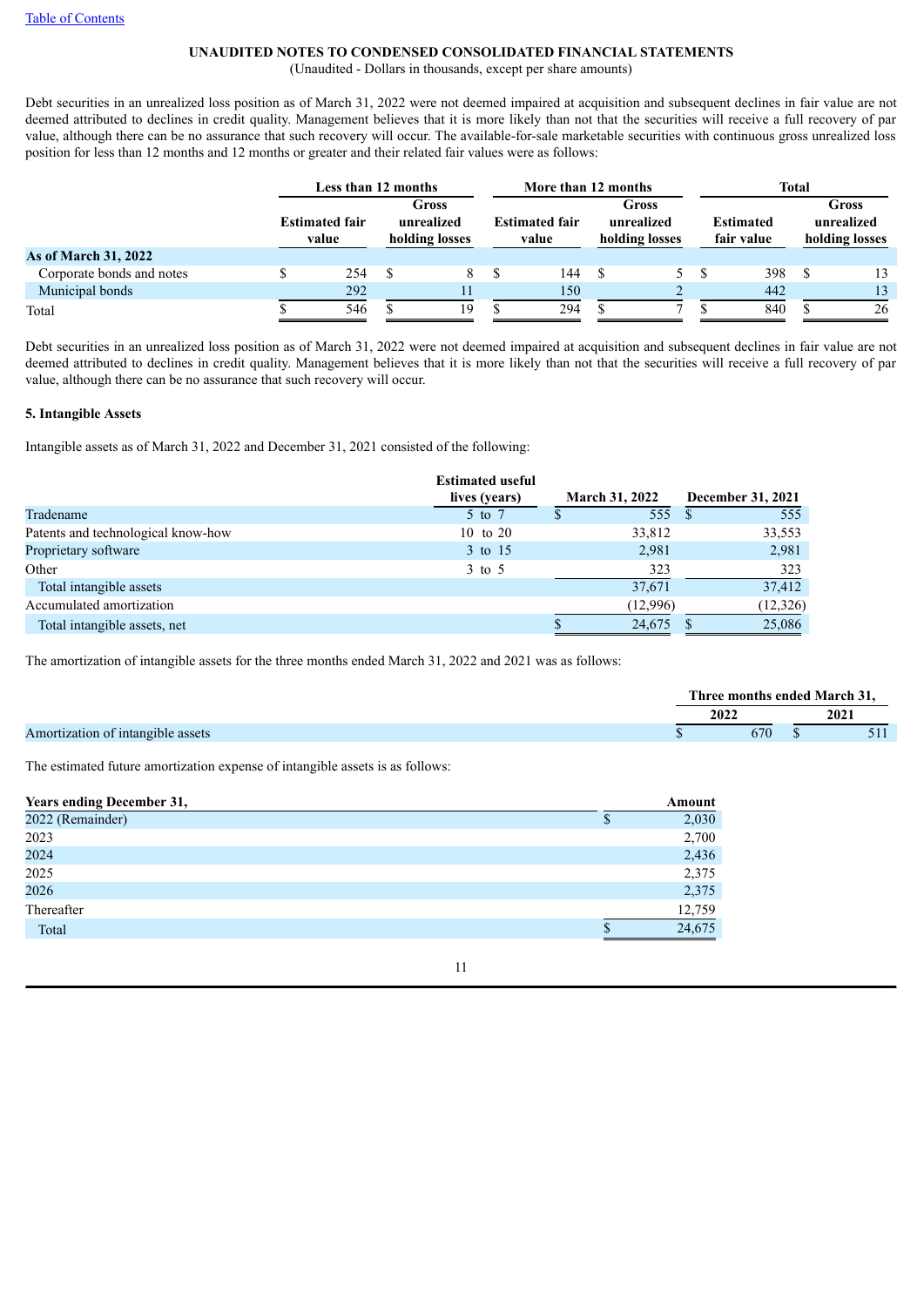UNAUDITED NOTES TO CONDENSED CONSOLIDATED FINANCIAL STATEMENTS

(Unaudited - Dollars in thousands, except per share amounts)

Debt securities in an unrealized loss position as of March 31, 2022 were not deemed impaired at acquisition and subsequent declines in fair value are not deemed attributed to declines in credit quality. Management believes that it is more likely than not that the securities will receive a full recovery of par value, although there can be no assurance that such recovery will occur. The available-for-sale marketable securities with continuous gross unrealized loss position for less than 12 months and 12 months or greater and their related fair values were as follows:

| | Less than 12 months | | More than 12 months | | Total | |
|---|---|---|---|---|---|---|
| | Estimated fair value | Gross unrealized holding losses | Estimated fair value | Gross unrealized holding losses | Estimated fair value | Gross unrealized holding losses |
| **As of March 31, 2022** | | | | | | |
| Corporate bonds and notes | $ 254 | $ 8 | $ 144 | $ 5 | $ 398 | $ 13 |
| Municipal bonds | 292 | 11 | 150 | 2 | 442 | 13 |
| Total | $ 546 | $ 19 | $ 294 | $ 7 | $ 840 | $ 26 |

Debt securities in an unrealized loss position as of March 31, 2022 were not deemed impaired at acquisition and subsequent declines in fair value are not deemed attributed to declines in credit quality. Management believes that it is more likely than not that the securities will receive a full recovery of par value, although there can be no assurance that such recovery will occur.

**5. Intangible Assets**

Intangible assets as of March 31, 2022 and December 31, 2021 consisted of the following:

| | Estimated useful lives (years) | March 31, 2022 | December 31, 2021 |
|---|---|---|---|
| Tradename | 5 to 7 | $ 555 | $ 555 |
| Patents and technological know-how | 10 to 20 | 33,812 | 33,553 |
| Proprietary software | 3 to 15 | 2,981 | 2,981 |
| Other | 3 to 5 | 323 | 323 |
| Total intangible assets | | 37,671 | 37,412 |
| Accumulated amortization | | (12,996) | (12,326) |
| Total intangible assets, net | | $ 24,675 | $ 25,086 |

The amortization of intangible assets for the three months ended March 31, 2022 and 2021 was as follows:

| | Three months ended March 31, | |
|---|---|---|
| | 2022 | 2021 |
| Amortization of intangible assets | $ 670 | $ 511 |

The estimated future amortization expense of intangible assets is as follows:

| Years ending December 31, | Amount |
|---|---|
| 2022 (Remainder) | $ 2,030 |
| 2023 | 2,700 |
| 2024 | 2,436 |
| 2025 | 2,375 |
| 2026 | 2,375 |
| Thereafter | 12,759 |
| Total | $ 24,675 |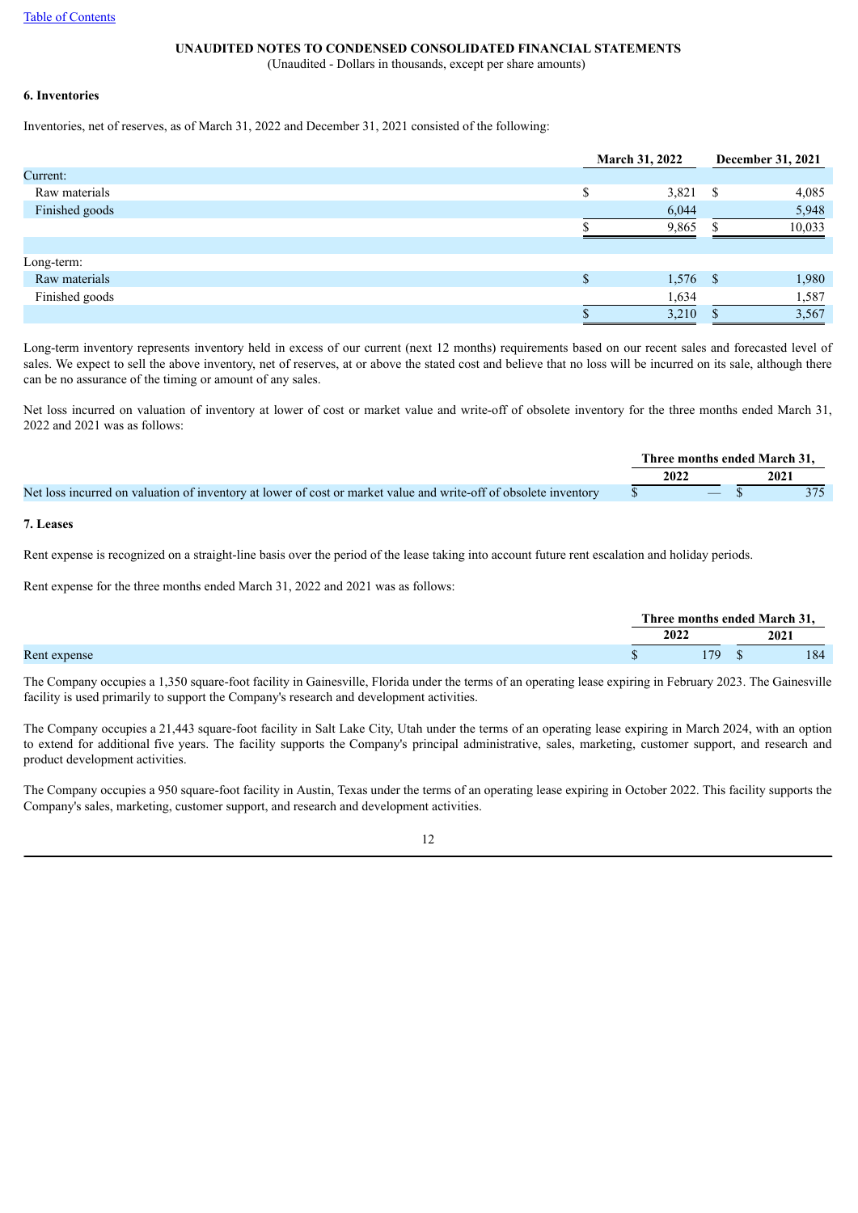[Table of Contents](#)

**UNAUDITED NOTES TO CONDENSED CONSOLIDATED FINANCIAL STATEMENTS**
(Unaudited - Dollars in thousands, except per share amounts)

**6. Inventories**

Inventories, net of reserves, as of March 31, 2022 and December 31, 2021 consisted of the following:

| | March 31, 2022 | December 31, 2021 |
|---|---|---|
| Current: | | |
| Raw materials | $ 3,821 | $ 4,085 |
| Finished goods | 6,044 | 5,948 |
| | $ 9,865 | $ 10,033 |
| | | |
| Long-term: | | |
| Raw materials | $ 1,576 | $ 1,980 |
| Finished goods | 1,634 | 1,587 |
| | $ 3,210 | $ 3,567 |

Long-term inventory represents inventory held in excess of our current (next 12 months) requirements based on our recent sales and forecasted level of sales. We expect to sell the above inventory, net of reserves, at or above the stated cost and believe that no loss will be incurred on its sale, although there can be no assurance of the timing or amount of any sales.

Net loss incurred on valuation of inventory at lower of cost or market value and write-off of obsolete inventory for the three months ended March 31, 2022 and 2021 was as follows:

| | Three months ended March 31, | |
|---|---|---|
| | 2022 | 2021 |
| Net loss incurred on valuation of inventory at lower of cost or market value and write-off of obsolete inventory | $ — | $ 375 |

**7. Leases**

Rent expense is recognized on a straight-line basis over the period of the lease taking into account future rent escalation and holiday periods.

Rent expense for the three months ended March 31, 2022 and 2021 was as follows:

| | Three months ended March 31, | |
|---|---|---|
| | 2022 | 2021 |
| Rent expense | $ 179 | $ 184 |

The Company occupies a 1,350 square-foot facility in Gainesville, Florida under the terms of an operating lease expiring in February 2023. The Gainesville facility is used primarily to support the Company's research and development activities.

The Company occupies a 21,443 square-foot facility in Salt Lake City, Utah under the terms of an operating lease expiring in March 2024, with an option to extend for additional five years. The facility supports the Company's principal administrative, sales, marketing, customer support, and research and product development activities.

The Company occupies a 950 square-foot facility in Austin, Texas under the terms of an operating lease expiring in October 2022. This facility supports the Company's sales, marketing, customer support, and research and development activities.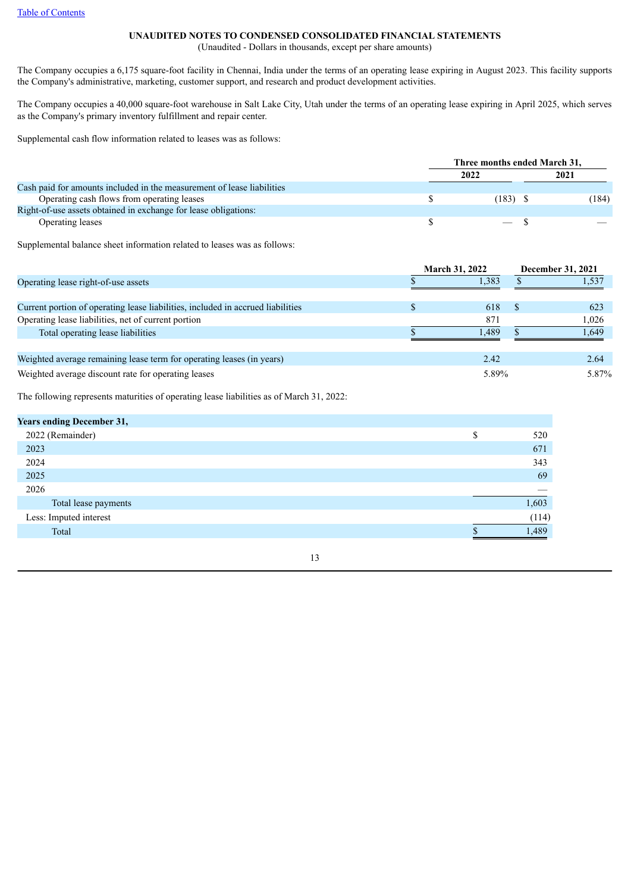UNAUDITED NOTES TO CONDENSED CONSOLIDATED FINANCIAL STATEMENTS
(Unaudited - Dollars in thousands, except per share amounts)

The Company occupies a 6,175 square-foot facility in Chennai, India under the terms of an operating lease expiring in August 2023. This facility supports the Company's administrative, marketing, customer support, and research and product development activities.

The Company occupies a 40,000 square-foot warehouse in Salt Lake City, Utah under the terms of an operating lease expiring in April 2025, which serves as the Company's primary inventory fulfillment and repair center.

Supplemental cash flow information related to leases was as follows:

| | Three months ended March 31, | |
|---|---|---|
| | 2022 | 2021 |
| Cash paid for amounts included in the measurement of lease liabilities | | |
| Operating cash flows from operating leases | $ (183) | $ (184) |
| Right-of-use assets obtained in exchange for lease obligations: | | |
| Operating leases | $ — | $ — |

Supplemental balance sheet information related to leases was as follows:

| | March 31, 2022 | December 31, 2021 |
|---|---|---|
| Operating lease right-of-use assets | $ 1,383 | $ 1,537 |
| | | |
| Current portion of operating lease liabilities, included in accrued liabilities | $ 618 | $ 623 |
| Operating lease liabilities, net of current portion | 871 | 1,026 |
| Total operating lease liabilities | $ 1,489 | $ 1,649 |
| | | |
| Weighted average remaining lease term for operating leases (in years) | 2.42 | 2.64 |
| Weighted average discount rate for operating leases | 5.89% | 5.87% |

The following represents maturities of operating lease liabilities as of March 31, 2022:

| Years ending December 31, | |
|---|---|
| 2022 (Remainder) | $ 520 |
| 2023 | 671 |
| 2024 | 343 |
| 2025 | 69 |
| 2026 | — |
| Total lease payments | 1,603 |
| Less: Imputed interest | (114) |
| Total | $ 1,489 |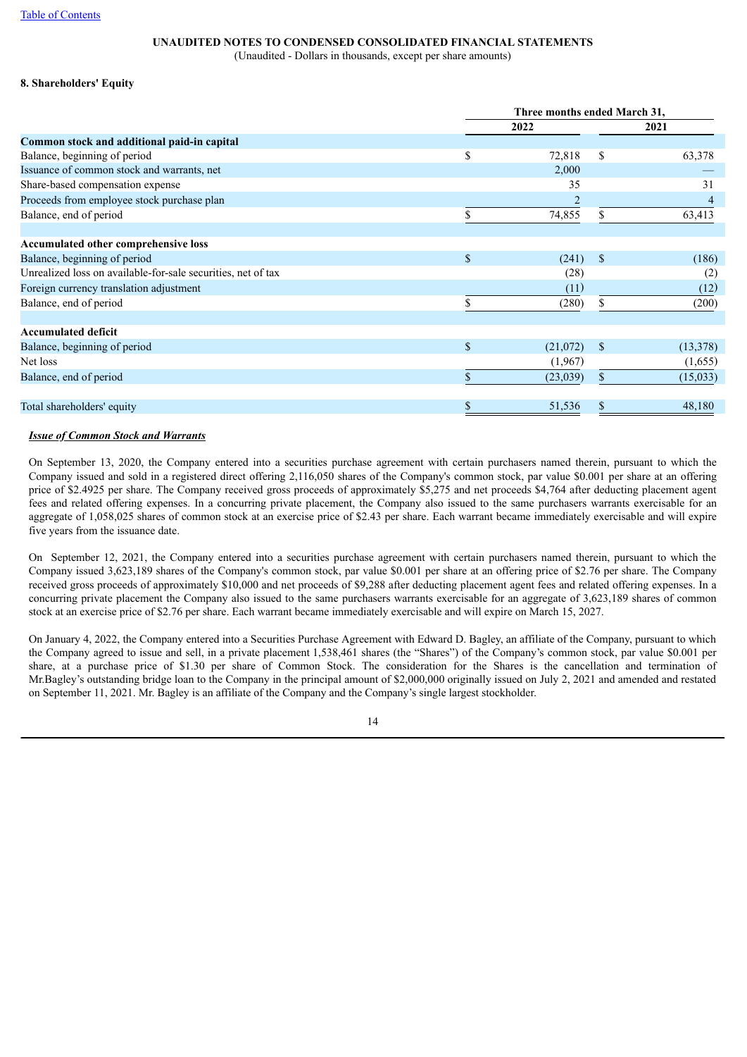**UNAUDITED NOTES TO CONDENSED CONSOLIDATED FINANCIAL STATEMENTS**

(Unaudited - Dollars in thousands, except per share amounts)

**8. Shareholders' Equity**

| | Three months ended March 31, | |
|---|---|---|
| | 2022 | 2021 |
| **Common stock and additional paid-in capital** | | |
| Balance, beginning of period | $ 72,818 | $ 63,378 |
| Issuance of common stock and warrants, net | 2,000 | — |
| Share-based compensation expense | 35 | 31 |
| Proceeds from employee stock purchase plan | 2 | 4 |
| Balance, end of period | $ 74,855 | $ 63,413 |
| | | |
| **Accumulated other comprehensive loss** | | |
| Balance, beginning of period | $ (241) | $ (186) |
| Unrealized loss on available-for-sale securities, net of tax | (28) | (2) |
| Foreign currency translation adjustment | (11) | (12) |
| Balance, end of period | $ (280) | $ (200) |
| | | |
| **Accumulated deficit** | | |
| Balance, beginning of period | $ (21,072) | $ (13,378) |
| Net loss | (1,967) | (1,655) |
| Balance, end of period | $ (23,039) | $ (15,033) |
| | | |
| Total shareholders' equity | $ 51,536 | $ 48,180 |

***Issue of Common Stock and Warrants***

On September 13, 2020, the Company entered into a securities purchase agreement with certain purchasers named therein, pursuant to which the Company issued and sold in a registered direct offering 2,116,050 shares of the Company's common stock, par value $0.001 per share at an offering price of $2.4925 per share. The Company received gross proceeds of approximately $5,275 and net proceeds $4,764 after deducting placement agent fees and related offering expenses. In a concurring private placement, the Company also issued to the same purchasers warrants exercisable for an aggregate of 1,058,025 shares of common stock at an exercise price of $2.43 per share. Each warrant became immediately exercisable and will expire five years from the issuance date.

On September 12, 2021, the Company entered into a securities purchase agreement with certain purchasers named therein, pursuant to which the Company issued 3,623,189 shares of the Company's common stock, par value $0.001 per share at an offering price of $2.76 per share. The Company received gross proceeds of approximately $10,000 and net proceeds of $9,288 after deducting placement agent fees and related offering expenses. In a concurring private placement the Company also issued to the same purchasers warrants exercisable for an aggregate of 3,623,189 shares of common stock at an exercise price of $2.76 per share. Each warrant became immediately exercisable and will expire on March 15, 2027.

On January 4, 2022, the Company entered into a Securities Purchase Agreement with Edward D. Bagley, an affiliate of the Company, pursuant to which the Company agreed to issue and sell, in a private placement 1,538,461 shares (the "Shares") of the Company's common stock, par value $0.001 per share, at a purchase price of $1.30 per share of Common Stock. The consideration for the Shares is the cancellation and termination of Mr.Bagley's outstanding bridge loan to the Company in the principal amount of $2,000,000 originally issued on July 2, 2021 and amended and restated on September 11, 2021. Mr. Bagley is an affiliate of the Company and the Company's single largest stockholder.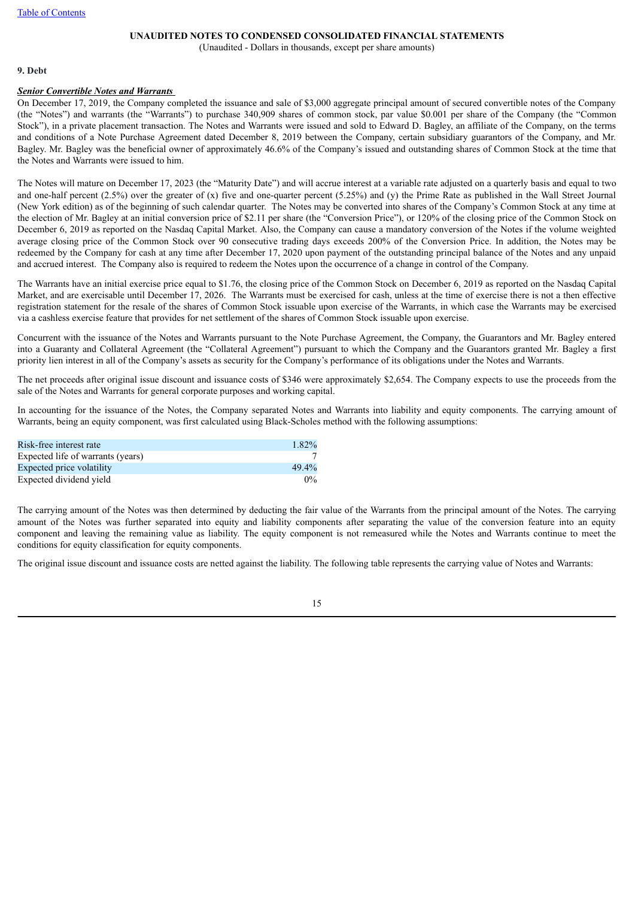**UNAUDITED NOTES TO CONDENSED CONSOLIDATED FINANCIAL STATEMENTS**

(Unaudited - Dollars in thousands, except per share amounts)

**9. Debt**

***Senior Convertible Notes and Warrants***

On December 17, 2019, the Company completed the issuance and sale of $3,000 aggregate principal amount of secured convertible notes of the Company (the "Notes") and warrants (the "Warrants") to purchase 340,909 shares of common stock, par value $0.001 per share of the Company (the "Common Stock"), in a private placement transaction. The Notes and Warrants were issued and sold to Edward D. Bagley, an affiliate of the Company, on the terms and conditions of a Note Purchase Agreement dated December 8, 2019 between the Company, certain subsidiary guarantors of the Company, and Mr. Bagley. Mr. Bagley was the beneficial owner of approximately 46.6% of the Company's issued and outstanding shares of Common Stock at the time that the Notes and Warrants were issued to him.

The Notes will mature on December 17, 2023 (the "Maturity Date") and will accrue interest at a variable rate adjusted on a quarterly basis and equal to two and one-half percent (2.5%) over the greater of (x) five and one-quarter percent (5.25%) and (y) the Prime Rate as published in the Wall Street Journal (New York edition) as of the beginning of such calendar quarter. The Notes may be converted into shares of the Company's Common Stock at any time at the election of Mr. Bagley at an initial conversion price of $2.11 per share (the "Conversion Price"), or 120% of the closing price of the Common Stock on December 6, 2019 as reported on the Nasdaq Capital Market. Also, the Company can cause a mandatory conversion of the Notes if the volume weighted average closing price of the Common Stock over 90 consecutive trading days exceeds 200% of the Conversion Price. In addition, the Notes may be redeemed by the Company for cash at any time after December 17, 2020 upon payment of the outstanding principal balance of the Notes and any unpaid and accrued interest. The Company also is required to redeem the Notes upon the occurrence of a change in control of the Company.

The Warrants have an initial exercise price equal to $1.76, the closing price of the Common Stock on December 6, 2019 as reported on the Nasdaq Capital Market, and are exercisable until December 17, 2026. The Warrants must be exercised for cash, unless at the time of exercise there is not a then effective registration statement for the resale of the shares of Common Stock issuable upon exercise of the Warrants, in which case the Warrants may be exercised via a cashless exercise feature that provides for net settlement of the shares of Common Stock issuable upon exercise.

Concurrent with the issuance of the Notes and Warrants pursuant to the Note Purchase Agreement, the Company, the Guarantors and Mr. Bagley entered into a Guaranty and Collateral Agreement (the "Collateral Agreement") pursuant to which the Company and the Guarantors granted Mr. Bagley a first priority lien interest in all of the Company's assets as security for the Company's performance of its obligations under the Notes and Warrants.

The net proceeds after original issue discount and issuance costs of $346 were approximately $2,654. The Company expects to use the proceeds from the sale of the Notes and Warrants for general corporate purposes and working capital.

In accounting for the issuance of the Notes, the Company separated Notes and Warrants into liability and equity components. The carrying amount of Warrants, being an equity component, was first calculated using Black-Scholes method with the following assumptions:

| | |
|---|---|
| Risk-free interest rate | 1.82% |
| Expected life of warrants (years) | 7 |
| Expected price volatility | 49.4% |
| Expected dividend yield | 0% |

The carrying amount of the Notes was then determined by deducting the fair value of the Warrants from the principal amount of the Notes. The carrying amount of the Notes was further separated into equity and liability components after separating the value of the conversion feature into an equity component and leaving the remaining value as liability. The equity component is not remeasured while the Notes and Warrants continue to meet the conditions for equity classification for equity components.

The original issue discount and issuance costs are netted against the liability. The following table represents the carrying value of Notes and Warrants: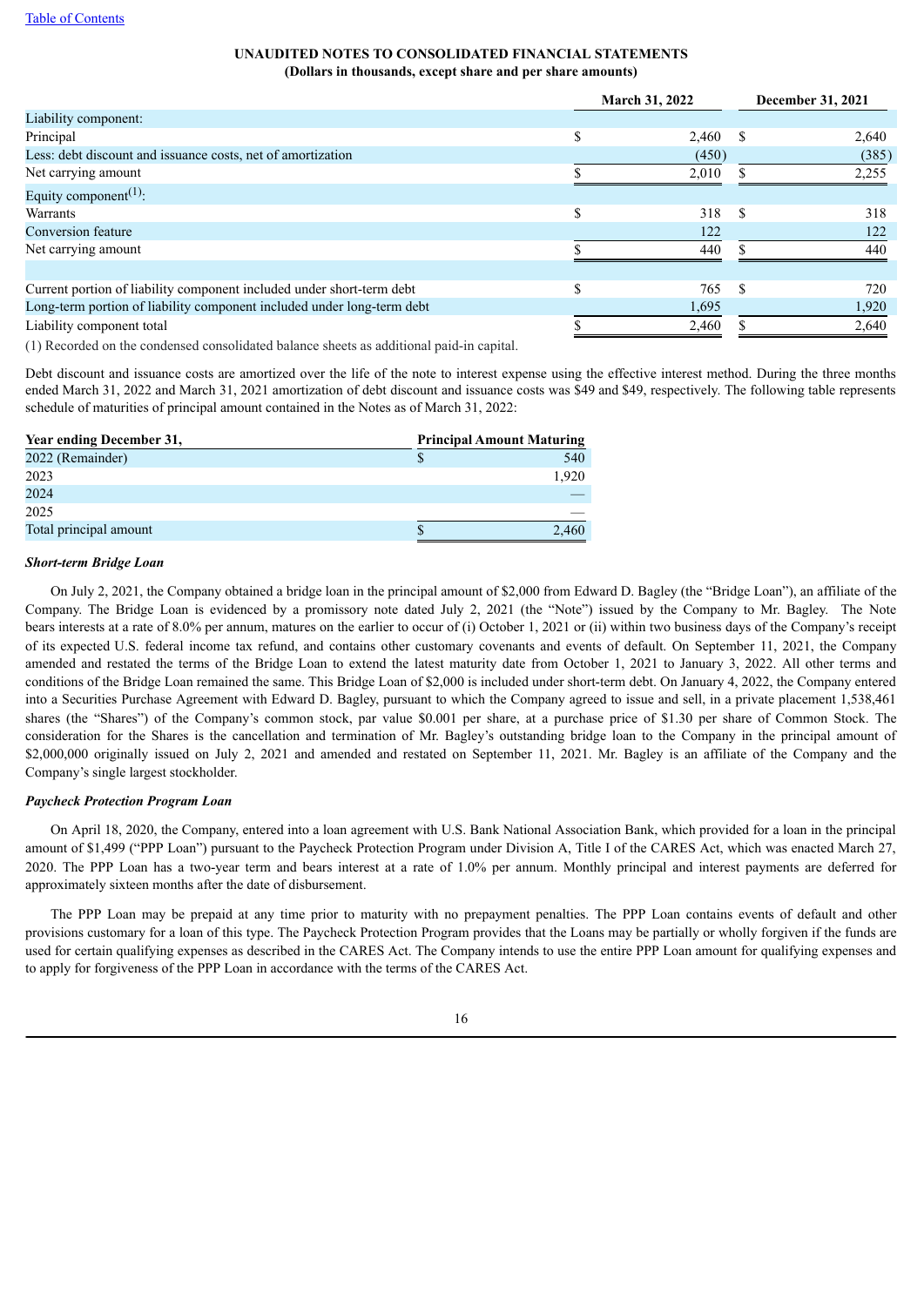## UNAUDITED NOTES TO CONSOLIDATED FINANCIAL STATEMENTS
### (Dollars in thousands, except share and per share amounts)

| | March 31, 2022 | December 31, 2021 |
|---|---|---|
| Liability component: | | |
| Principal | $ 2,460 | $ 2,640 |
| Less: debt discount and issuance costs, net of amortization | (450) | (385) |
| Net carrying amount | $ 2,010 | $ 2,255 |
| Equity component[(1)]: | | |
| Warrants | $ 318 | $ 318 |
| Conversion feature | 122 | 122 |
| Net carrying amount | $ 440 | $ 440 |
| | | |
| Current portion of liability component included under short-term debt | $ 765 | $ 720 |
| Long-term portion of liability component included under long-term debt | 1,695 | 1,920 |
| Liability component total | $ 2,460 | $ 2,640 |

(1) Recorded on the condensed consolidated balance sheets as additional paid-in capital.

Debt discount and issuance costs are amortized over the life of the note to interest expense using the effective interest method. During the three months ended March 31, 2022 and March 31, 2021 amortization of debt discount and issuance costs was $49 and $49, respectively. The following table represents schedule of maturities of principal amount contained in the Notes as of March 31, 2022:

| Year ending December 31, | Principal Amount Maturing |
|---|---|
| 2022 (Remainder) | $ 540 |
| 2023 | 1,920 |
| 2024 | — |
| 2025 | — |
| Total principal amount | $ 2,460 |

***Short-term Bridge Loan***

On July 2, 2021, the Company obtained a bridge loan in the principal amount of $2,000 from Edward D. Bagley (the "Bridge Loan"), an affiliate of the Company. The Bridge Loan is evidenced by a promissory note dated July 2, 2021 (the "Note") issued by the Company to Mr. Bagley. The Note bears interests at a rate of 8.0% per annum, matures on the earlier to occur of (i) October 1, 2021 or (ii) within two business days of the Company's receipt of its expected U.S. federal income tax refund, and contains other customary covenants and events of default. On September 11, 2021, the Company amended and restated the terms of the Bridge Loan to extend the latest maturity date from October 1, 2021 to January 3, 2022. All other terms and conditions of the Bridge Loan remained the same. This Bridge Loan of $2,000 is included under short-term debt. On January 4, 2022, the Company entered into a Securities Purchase Agreement with Edward D. Bagley, pursuant to which the Company agreed to issue and sell, in a private placement 1,538,461 shares (the "Shares") of the Company's common stock, par value $0.001 per share, at a purchase price of $1.30 per share of Common Stock. The consideration for the Shares is the cancellation and termination of Mr. Bagley's outstanding bridge loan to the Company in the principal amount of $2,000,000 originally issued on July 2, 2021 and amended and restated on September 11, 2021. Mr. Bagley is an affiliate of the Company and the Company's single largest stockholder.

***Paycheck Protection Program Loan***

On April 18, 2020, the Company, entered into a loan agreement with U.S. Bank National Association Bank, which provided for a loan in the principal amount of $1,499 ("PPP Loan") pursuant to the Paycheck Protection Program under Division A, Title I of the CARES Act, which was enacted March 27, 2020. The PPP Loan has a two-year term and bears interest at a rate of 1.0% per annum. Monthly principal and interest payments are deferred for approximately sixteen months after the date of disbursement.

The PPP Loan may be prepaid at any time prior to maturity with no prepayment penalties. The PPP Loan contains events of default and other provisions customary for a loan of this type. The Paycheck Protection Program provides that the Loans may be partially or wholly forgiven if the funds are used for certain qualifying expenses as described in the CARES Act. The Company intends to use the entire PPP Loan amount for qualifying expenses and to apply for forgiveness of the PPP Loan in accordance with the terms of the CARES Act.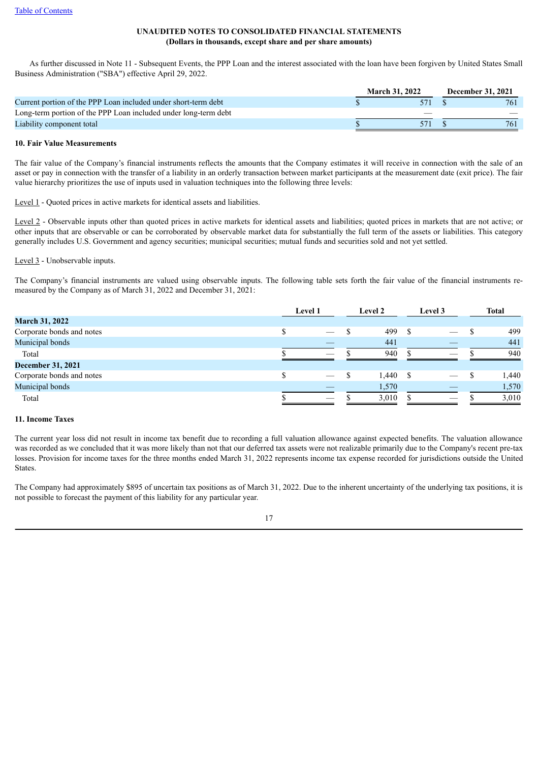**UNAUDITED NOTES TO CONSOLIDATED FINANCIAL STATEMENTS**
**(Dollars in thousands, except share and per share amounts)**

As further discussed in Note 11 - Subsequent Events, the PPP Loan and the interest associated with the loan have been forgiven by United States Small Business Administration ("SBA") effective April 29, 2022.

| | March 31, 2022 | December 31, 2021 |
|---|---|---|
| Current portion of the PPP Loan included under short-term debt | $ 571 | $ 761 |
| Long-term portion of the PPP Loan included under long-term debt | — | — |
| Liability component total | $ 571 | $ 761 |

**10. Fair Value Measurements**

The fair value of the Company's financial instruments reflects the amounts that the Company estimates it will receive in connection with the sale of an asset or pay in connection with the transfer of a liability in an orderly transaction between market participants at the measurement date (exit price). The fair value hierarchy prioritizes the use of inputs used in valuation techniques into the following three levels:

Level 1 - Quoted prices in active markets for identical assets and liabilities.

Level 2 - Observable inputs other than quoted prices in active markets for identical assets and liabilities; quoted prices in markets that are not active; or other inputs that are observable or can be corroborated by observable market data for substantially the full term of the assets or liabilities. This category generally includes U.S. Government and agency securities; municipal securities; mutual funds and securities sold and not yet settled.

Level 3 - Unobservable inputs.

The Company's financial instruments are valued using observable inputs. The following table sets forth the fair value of the financial instruments re-measured by the Company as of March 31, 2022 and December 31, 2021:

| | Level 1 | Level 2 | Level 3 | Total |
|---|---|---|---|---|
| **March 31, 2022** | | | | |
| Corporate bonds and notes | $ — | $ 499 | $ — | $ 499 |
| Municipal bonds | — | 441 | — | 441 |
| Total | $ — | $ 940 | $ — | $ 940 |
| **December 31, 2021** | | | | |
| Corporate bonds and notes | $ — | $ 1,440 | $ — | $ 1,440 |
| Municipal bonds | — | 1,570 | — | 1,570 |
| Total | $ — | $ 3,010 | $ — | $ 3,010 |

**11. Income Taxes**

The current year loss did not result in income tax benefit due to recording a full valuation allowance against expected benefits. The valuation allowance was recorded as we concluded that it was more likely than not that our deferred tax assets were not realizable primarily due to the Company's recent pre-tax losses. Provision for income taxes for the three months ended March 31, 2022 represents income tax expense recorded for jurisdictions outside the United States.

The Company had approximately $895 of uncertain tax positions as of March 31, 2022. Due to the inherent uncertainty of the underlying tax positions, it is not possible to forecast the payment of this liability for any particular year.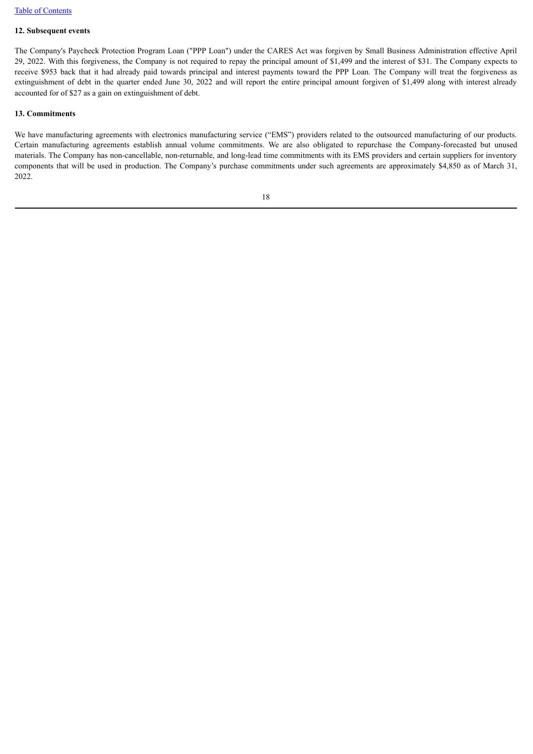### 12. Subsequent events

The Company's Paycheck Protection Program Loan ("PPP Loan") under the CARES Act was forgiven by Small Business Administration effective April 29, 2022. With this forgiveness, the Company is not required to repay the principal amount of $1,499 and the interest of $31. The Company expects to receive $953 back that it had already paid towards principal and interest payments toward the PPP Loan. The Company will treat the forgiveness as extinguishment of debt in the quarter ended June 30, 2022 and will report the entire principal amount forgiven of $1,499 along with interest already accounted for of $27 as a gain on extinguishment of debt.

### 13. Commitments

We have manufacturing agreements with electronics manufacturing service ("EMS") providers related to the outsourced manufacturing of our products. Certain manufacturing agreements establish annual volume commitments. We are also obligated to repurchase the Company-forecasted but unused materials. The Company has non-cancellable, non-returnable, and long-lead time commitments with its EMS providers and certain suppliers for inventory components that will be used in production. The Company's purchase commitments under such agreements are approximately $4,850 as of March 31, 2022.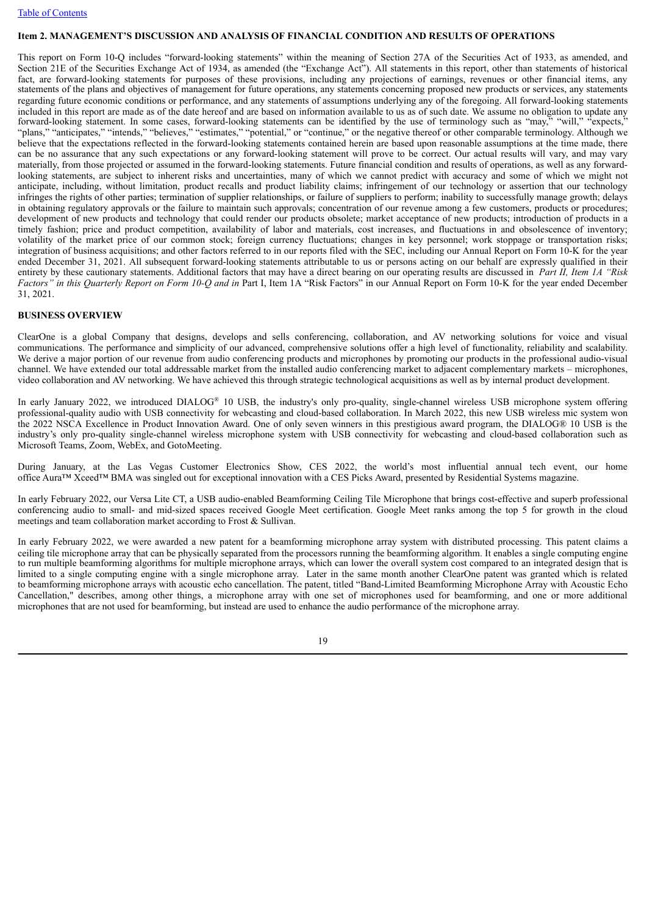## Item 2. MANAGEMENT'S DISCUSSION AND ANALYSIS OF FINANCIAL CONDITION AND RESULTS OF OPERATIONS

This report on Form 10-Q includes "forward-looking statements" within the meaning of Section 27A of the Securities Act of 1933, as amended, and Section 21E of the Securities Exchange Act of 1934, as amended (the "Exchange Act"). All statements in this report, other than statements of historical fact, are forward-looking statements for purposes of these provisions, including any projections of earnings, revenues or other financial items, any statements of the plans and objectives of management for future operations, any statements concerning proposed new products or services, any statements regarding future economic conditions or performance, and any statements of assumptions underlying any of the foregoing. All forward-looking statements included in this report are made as of the date hereof and are based on information available to us as of such date. We assume no obligation to update any forward-looking statement. In some cases, forward-looking statements can be identified by the use of terminology such as "may," "will," "expects," "plans," "anticipates," "intends," "believes," "estimates," "potential," or "continue," or the negative thereof or other comparable terminology. Although we believe that the expectations reflected in the forward-looking statements contained herein are based upon reasonable assumptions at the time made, there can be no assurance that any such expectations or any forward-looking statement will prove to be correct. Our actual results will vary, and may vary materially, from those projected or assumed in the forward-looking statements. Future financial condition and results of operations, as well as any forward-looking statements, are subject to inherent risks and uncertainties, many of which we cannot predict with accuracy and some of which we might not anticipate, including, without limitation, product recalls and product liability claims; infringement of our technology or assertion that our technology infringes the rights of other parties; termination of supplier relationships, or failure of suppliers to perform; inability to successfully manage growth; delays in obtaining regulatory approvals or the failure to maintain such approvals; concentration of our revenue among a few customers, products or procedures; development of new products and technology that could render our products obsolete; market acceptance of new products; introduction of products in a timely fashion; price and product competition, availability of labor and materials, cost increases, and fluctuations in and obsolescence of inventory; volatility of the market price of our common stock; foreign currency fluctuations; changes in key personnel; work stoppage or transportation risks; integration of business acquisitions; and other factors referred to in our reports filed with the SEC, including our Annual Report on Form 10-K for the year ended December 31, 2021. All subsequent forward-looking statements attributable to us or persons acting on our behalf are expressly qualified in their entirety by these cautionary statements. Additional factors that may have a direct bearing on our operating results are discussed in *Part II, Item 1A "Risk Factors" in this Quarterly Report on Form 10-Q and in* Part I, Item 1A "Risk Factors" in our Annual Report on Form 10-K for the year ended December 31, 2021.

### BUSINESS OVERVIEW

ClearOne is a global Company that designs, develops and sells conferencing, collaboration, and AV networking solutions for voice and visual communications. The performance and simplicity of our advanced, comprehensive solutions offer a high level of functionality, reliability and scalability. We derive a major portion of our revenue from audio conferencing products and microphones by promoting our products in the professional audio-visual channel. We have extended our total addressable market from the installed audio conferencing market to adjacent complementary markets – microphones, video collaboration and AV networking. We have achieved this through strategic technological acquisitions as well as by internal product development.

In early January 2022, we introduced DIALOG® 10 USB, the industry's only pro-quality, single-channel wireless USB microphone system offering professional-quality audio with USB connectivity for webcasting and cloud-based collaboration. In March 2022, this new USB wireless mic system won the 2022 NSCA Excellence in Product Innovation Award. One of only seven winners in this prestigious award program, the DIALOG® 10 USB is the industry's only pro-quality single-channel wireless microphone system with USB connectivity for webcasting and cloud-based collaboration such as Microsoft Teams, Zoom, WebEx, and GotoMeeting.

During January, at the Las Vegas Customer Electronics Show, CES 2022, the world's most influential annual tech event, our home office Aura™ Xceed™ BMA was singled out for exceptional innovation with a CES Picks Award, presented by Residential Systems magazine.

In early February 2022, our Versa Lite CT, a USB audio-enabled Beamforming Ceiling Tile Microphone that brings cost-effective and superb professional conferencing audio to small- and mid-sized spaces received Google Meet certification. Google Meet ranks among the top 5 for growth in the cloud meetings and team collaboration market according to Frost & Sullivan.

In early February 2022, we were awarded a new patent for a beamforming microphone array system with distributed processing. This patent claims a ceiling tile microphone array that can be physically separated from the processors running the beamforming algorithm. It enables a single computing engine to run multiple beamforming algorithms for multiple microphone arrays, which can lower the overall system cost compared to an integrated design that is limited to a single computing engine with a single microphone array. Later in the same month another ClearOne patent was granted which is related to beamforming microphone arrays with acoustic echo cancellation. The patent, titled "Band-Limited Beamforming Microphone Array with Acoustic Echo Cancellation," describes, among other things, a microphone array with one set of microphones used for beamforming, and one or more additional microphones that are not used for beamforming, but instead are used to enhance the audio performance of the microphone array.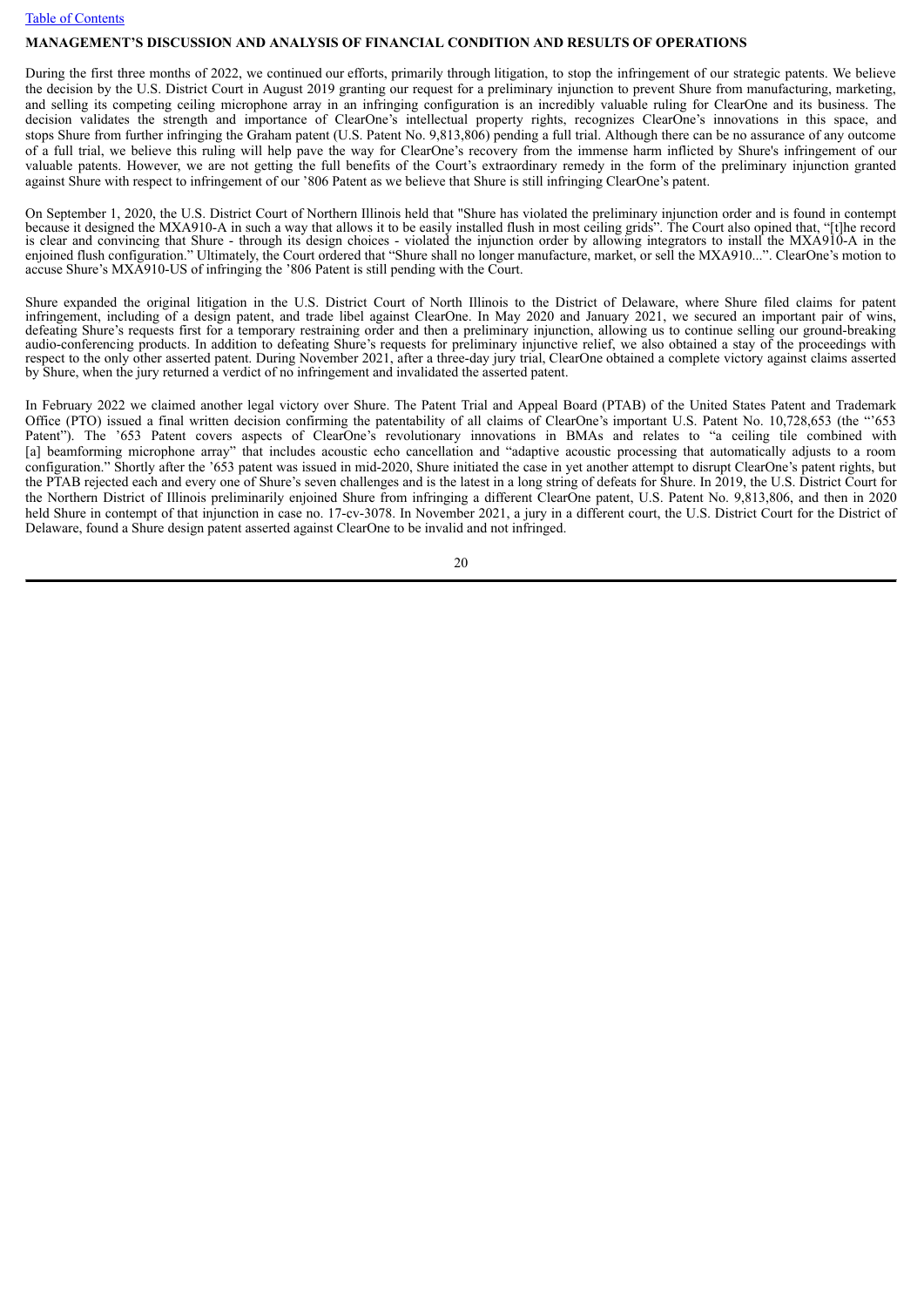## MANAGEMENT'S DISCUSSION AND ANALYSIS OF FINANCIAL CONDITION AND RESULTS OF OPERATIONS

During the first three months of 2022, we continued our efforts, primarily through litigation, to stop the infringement of our strategic patents. We believe the decision by the U.S. District Court in August 2019 granting our request for a preliminary injunction to prevent Shure from manufacturing, marketing, and selling its competing ceiling microphone array in an infringing configuration is an incredibly valuable ruling for ClearOne and its business. The decision validates the strength and importance of ClearOne's intellectual property rights, recognizes ClearOne's innovations in this space, and stops Shure from further infringing the Graham patent (U.S. Patent No. 9,813,806) pending a full trial. Although there can be no assurance of any outcome of a full trial, we believe this ruling will help pave the way for ClearOne's recovery from the immense harm inflicted by Shure's infringement of our valuable patents. However, we are not getting the full benefits of the Court's extraordinary remedy in the form of the preliminary injunction granted against Shure with respect to infringement of our '806 Patent as we believe that Shure is still infringing ClearOne's patent.

On September 1, 2020, the U.S. District Court of Northern Illinois held that "Shure has violated the preliminary injunction order and is found in contempt because it designed the MXA910-A in such a way that allows it to be easily installed flush in most ceiling grids". The Court also opined that, "[t]he record is clear and convincing that Shure - through its design choices - violated the injunction order by allowing integrators to install the MXA910-A in the enjoined flush configuration." Ultimately, the Court ordered that "Shure shall no longer manufacture, market, or sell the MXA910...". ClearOne's motion to accuse Shure's MXA910-US of infringing the '806 Patent is still pending with the Court.

Shure expanded the original litigation in the U.S. District Court of North Illinois to the District of Delaware, where Shure filed claims for patent infringement, including of a design patent, and trade libel against ClearOne. In May 2020 and January 2021, we secured an important pair of wins, defeating Shure's requests first for a temporary restraining order and then a preliminary injunction, allowing us to continue selling our ground-breaking audio-conferencing products. In addition to defeating Shure's requests for preliminary injunctive relief, we also obtained a stay of the proceedings with respect to the only other asserted patent. During November 2021, after a three-day jury trial, ClearOne obtained a complete victory against claims asserted by Shure, when the jury returned a verdict of no infringement and invalidated the asserted patent.

In February 2022 we claimed another legal victory over Shure. The Patent Trial and Appeal Board (PTAB) of the United States Patent and Trademark Office (PTO) issued a final written decision confirming the patentability of all claims of ClearOne's important U.S. Patent No. 10,728,653 (the "'653 Patent"). The '653 Patent covers aspects of ClearOne's revolutionary innovations in BMAs and relates to "a ceiling tile combined with [a] beamforming microphone array" that includes acoustic echo cancellation and "adaptive acoustic processing that automatically adjusts to a room configuration." Shortly after the '653 patent was issued in mid-2020, Shure initiated the case in yet another attempt to disrupt ClearOne's patent rights, but the PTAB rejected each and every one of Shure's seven challenges and is the latest in a long string of defeats for Shure. In 2019, the U.S. District Court for the Northern District of Illinois preliminarily enjoined Shure from infringing a different ClearOne patent, U.S. Patent No. 9,813,806, and then in 2020 held Shure in contempt of that injunction in case no. 17-cv-3078. In November 2021, a jury in a different court, the U.S. District Court for the District of Delaware, found a Shure design patent asserted against ClearOne to be invalid and not infringed.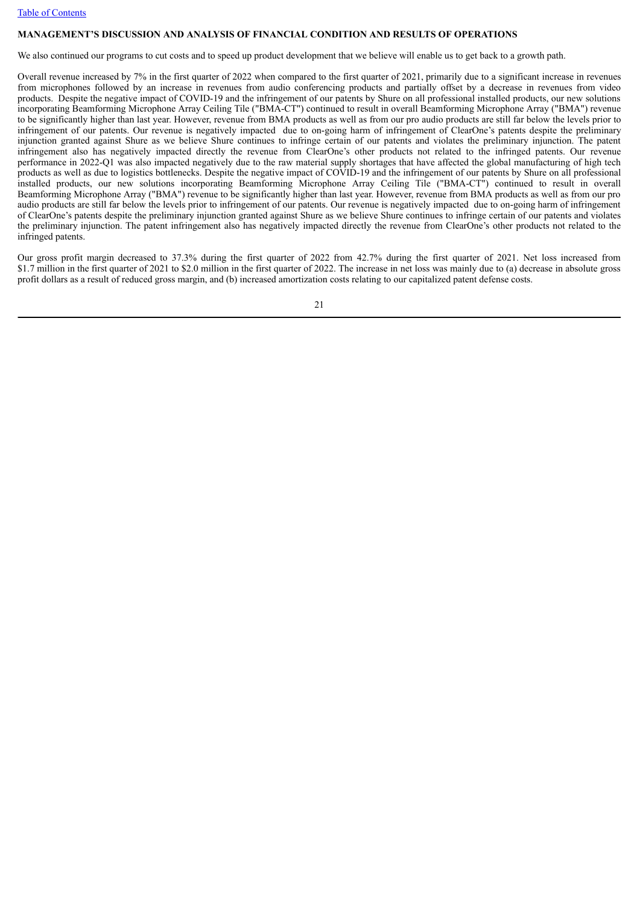**MANAGEMENT'S DISCUSSION AND ANALYSIS OF FINANCIAL CONDITION AND RESULTS OF OPERATIONS**

We also continued our programs to cut costs and to speed up product development that we believe will enable us to get back to a growth path.

Overall revenue increased by 7% in the first quarter of 2022 when compared to the first quarter of 2021, primarily due to a significant increase in revenues from microphones followed by an increase in revenues from audio conferencing products and partially offset by a decrease in revenues from video products. Despite the negative impact of COVID-19 and the infringement of our patents by Shure on all professional installed products, our new solutions incorporating Beamforming Microphone Array Ceiling Tile ("BMA-CT") continued to result in overall Beamforming Microphone Array ("BMA") revenue to be significantly higher than last year. However, revenue from BMA products as well as from our pro audio products are still far below the levels prior to infringement of our patents. Our revenue is negatively impacted due to on-going harm of infringement of ClearOne's patents despite the preliminary injunction granted against Shure as we believe Shure continues to infringe certain of our patents and violates the preliminary injunction. The patent infringement also has negatively impacted directly the revenue from ClearOne's other products not related to the infringed patents. Our revenue performance in 2022-Q1 was also impacted negatively due to the raw material supply shortages that have affected the global manufacturing of high tech products as well as due to logistics bottlenecks. Despite the negative impact of COVID-19 and the infringement of our patents by Shure on all professional installed products, our new solutions incorporating Beamforming Microphone Array Ceiling Tile ("BMA-CT") continued to result in overall Beamforming Microphone Array ("BMA") revenue to be significantly higher than last year. However, revenue from BMA products as well as from our pro audio products are still far below the levels prior to infringement of our patents. Our revenue is negatively impacted due to on-going harm of infringement of ClearOne's patents despite the preliminary injunction granted against Shure as we believe Shure continues to infringe certain of our patents and violates the preliminary injunction. The patent infringement also has negatively impacted directly the revenue from ClearOne's other products not related to the infringed patents.

Our gross profit margin decreased to 37.3% during the first quarter of 2022 from 42.7% during the first quarter of 2021. Net loss increased from $1.7 million in the first quarter of 2021 to $2.0 million in the first quarter of 2022. The increase in net loss was mainly due to (a) decrease in absolute gross profit dollars as a result of reduced gross margin, and (b) increased amortization costs relating to our capitalized patent defense costs.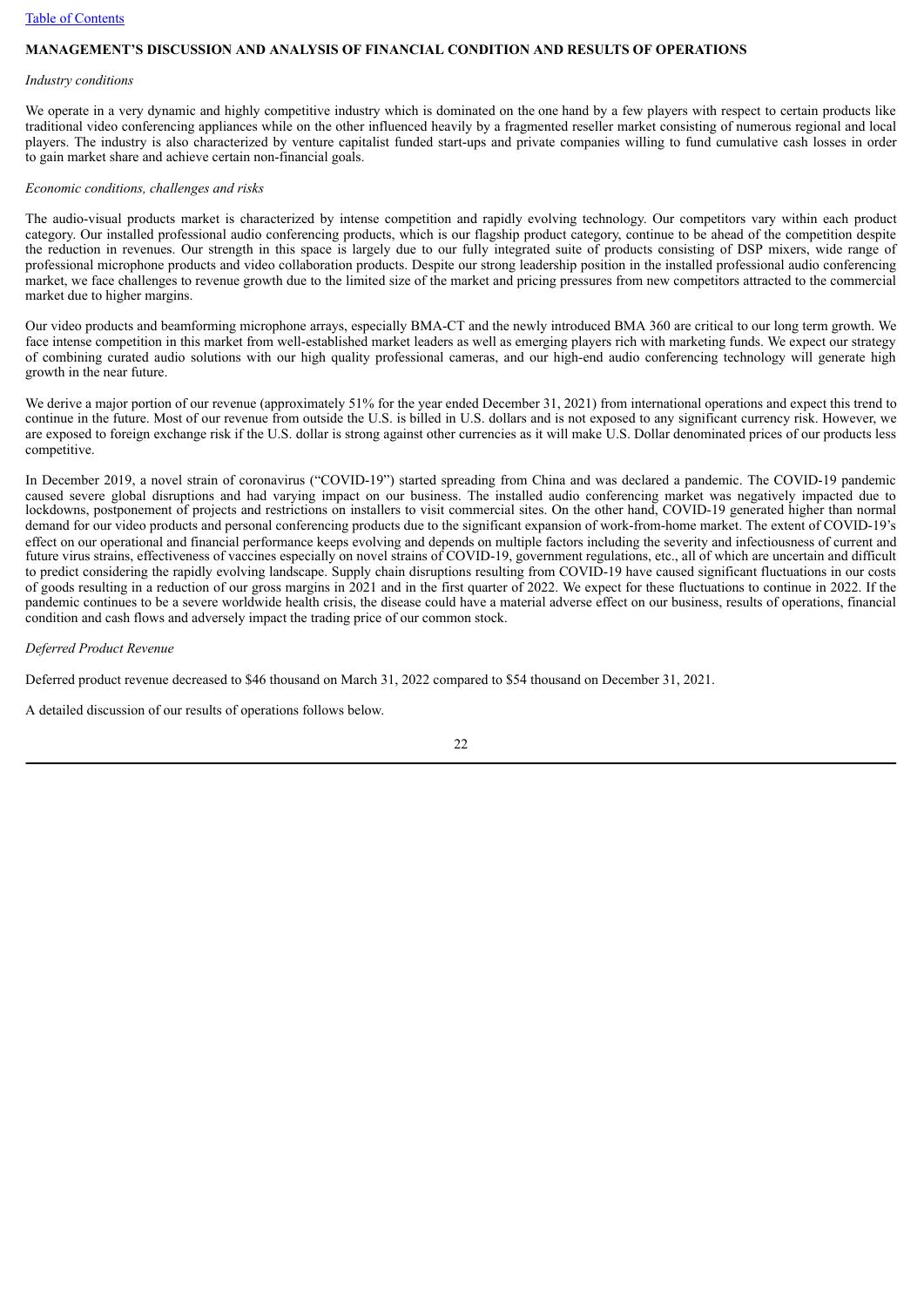## MANAGEMENT'S DISCUSSION AND ANALYSIS OF FINANCIAL CONDITION AND RESULTS OF OPERATIONS

*Industry conditions*

We operate in a very dynamic and highly competitive industry which is dominated on the one hand by a few players with respect to certain products like traditional video conferencing appliances while on the other influenced heavily by a fragmented reseller market consisting of numerous regional and local players. The industry is also characterized by venture capitalist funded start-ups and private companies willing to fund cumulative cash losses in order to gain market share and achieve certain non-financial goals.

*Economic conditions, challenges and risks*

The audio-visual products market is characterized by intense competition and rapidly evolving technology. Our competitors vary within each product category. Our installed professional audio conferencing products, which is our flagship product category, continue to be ahead of the competition despite the reduction in revenues. Our strength in this space is largely due to our fully integrated suite of products consisting of DSP mixers, wide range of professional microphone products and video collaboration products. Despite our strong leadership position in the installed professional audio conferencing market, we face challenges to revenue growth due to the limited size of the market and pricing pressures from new competitors attracted to the commercial market due to higher margins.

Our video products and beamforming microphone arrays, especially BMA-CT and the newly introduced BMA 360 are critical to our long term growth. We face intense competition in this market from well-established market leaders as well as emerging players rich with marketing funds. We expect our strategy of combining curated audio solutions with our high quality professional cameras, and our high-end audio conferencing technology will generate high growth in the near future.

We derive a major portion of our revenue (approximately 51% for the year ended December 31, 2021) from international operations and expect this trend to continue in the future. Most of our revenue from outside the U.S. is billed in U.S. dollars and is not exposed to any significant currency risk. However, we are exposed to foreign exchange risk if the U.S. dollar is strong against other currencies as it will make U.S. Dollar denominated prices of our products less competitive.

In December 2019, a novel strain of coronavirus ("COVID-19") started spreading from China and was declared a pandemic. The COVID-19 pandemic caused severe global disruptions and had varying impact on our business. The installed audio conferencing market was negatively impacted due to lockdowns, postponement of projects and restrictions on installers to visit commercial sites. On the other hand, COVID-19 generated higher than normal demand for our video products and personal conferencing products due to the significant expansion of work-from-home market. The extent of COVID-19's effect on our operational and financial performance keeps evolving and depends on multiple factors including the severity and infectiousness of current and future virus strains, effectiveness of vaccines especially on novel strains of COVID-19, government regulations, etc., all of which are uncertain and difficult to predict considering the rapidly evolving landscape. Supply chain disruptions resulting from COVID-19 have caused significant fluctuations in our costs of goods resulting in a reduction of our gross margins in 2021 and in the first quarter of 2022. We expect for these fluctuations to continue in 2022. If the pandemic continues to be a severe worldwide health crisis, the disease could have a material adverse effect on our business, results of operations, financial condition and cash flows and adversely impact the trading price of our common stock.

*Deferred Product Revenue*

Deferred product revenue decreased to $46 thousand on March 31, 2022 compared to $54 thousand on December 31, 2021.

A detailed discussion of our results of operations follows below.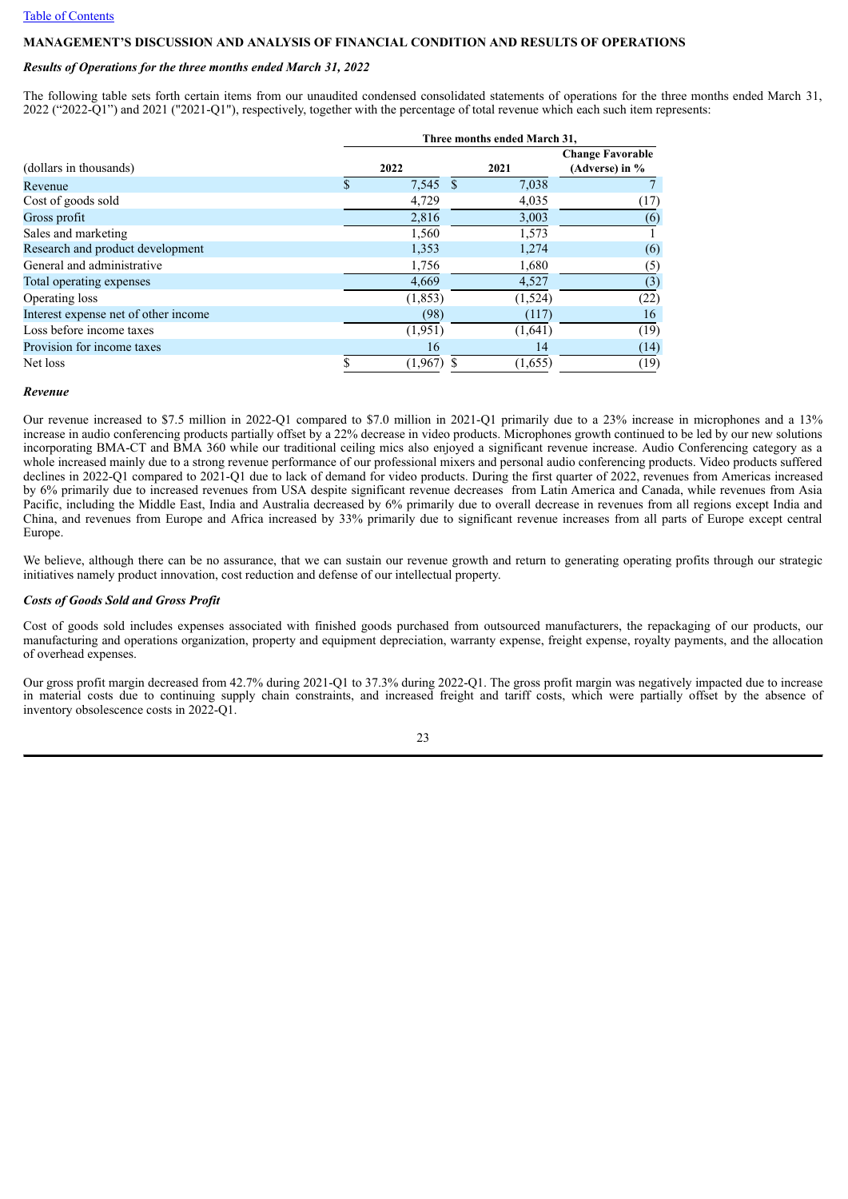## MANAGEMENT'S DISCUSSION AND ANALYSIS OF FINANCIAL CONDITION AND RESULTS OF OPERATIONS

### *Results of Operations for the three months ended March 31, 2022*

The following table sets forth certain items from our unaudited condensed consolidated statements of operations for the three months ended March 31, 2022 ("2022-Q1") and 2021 ("2021-Q1"), respectively, together with the percentage of total revenue which each such item represents:

| | Three months ended March 31, | | |
|---|---|---|---|
| (dollars in thousands) | 2022 | 2021 | Change Favorable (Adverse) in % |
| Revenue | $ 7,545 | $ 7,038 | 7 |
| Cost of goods sold | 4,729 | 4,035 | (17) |
| Gross profit | 2,816 | 3,003 | (6) |
| Sales and marketing | 1,560 | 1,573 | 1 |
| Research and product development | 1,353 | 1,274 | (6) |
| General and administrative | 1,756 | 1,680 | (5) |
| Total operating expenses | 4,669 | 4,527 | (3) |
| Operating loss | (1,853) | (1,524) | (22) |
| Interest expense net of other income | (98) | (117) | 16 |
| Loss before income taxes | (1,951) | (1,641) | (19) |
| Provision for income taxes | 16 | 14 | (14) |
| Net loss | $ (1,967) | $ (1,655) | (19) |

### *Revenue*

Our revenue increased to $7.5 million in 2022-Q1 compared to $7.0 million in 2021-Q1 primarily due to a 23% increase in microphones and a 13% increase in audio conferencing products partially offset by a 22% decrease in video products. Microphones growth continued to be led by our new solutions incorporating BMA-CT and BMA 360 while our traditional ceiling mics also enjoyed a significant revenue increase. Audio Conferencing category as a whole increased mainly due to a strong revenue performance of our professional mixers and personal audio conferencing products. Video products suffered declines in 2022-Q1 compared to 2021-Q1 due to lack of demand for video products. During the first quarter of 2022, revenues from Americas increased by 6% primarily due to increased revenues from USA despite significant revenue decreases from Latin America and Canada, while revenues from Asia Pacific, including the Middle East, India and Australia decreased by 6% primarily due to overall decrease in revenues from all regions except India and China, and revenues from Europe and Africa increased by 33% primarily due to significant revenue increases from all parts of Europe except central Europe.

We believe, although there can be no assurance, that we can sustain our revenue growth and return to generating operating profits through our strategic initiatives namely product innovation, cost reduction and defense of our intellectual property.

### *Costs of Goods Sold and Gross Profit*

Cost of goods sold includes expenses associated with finished goods purchased from outsourced manufacturers, the repackaging of our products, our manufacturing and operations organization, property and equipment depreciation, warranty expense, freight expense, royalty payments, and the allocation of overhead expenses.

Our gross profit margin decreased from 42.7% during 2021-Q1 to 37.3% during 2022-Q1. The gross profit margin was negatively impacted due to increase in material costs due to continuing supply chain constraints, and increased freight and tariff costs, which were partially offset by the absence of inventory obsolescence costs in 2022-Q1.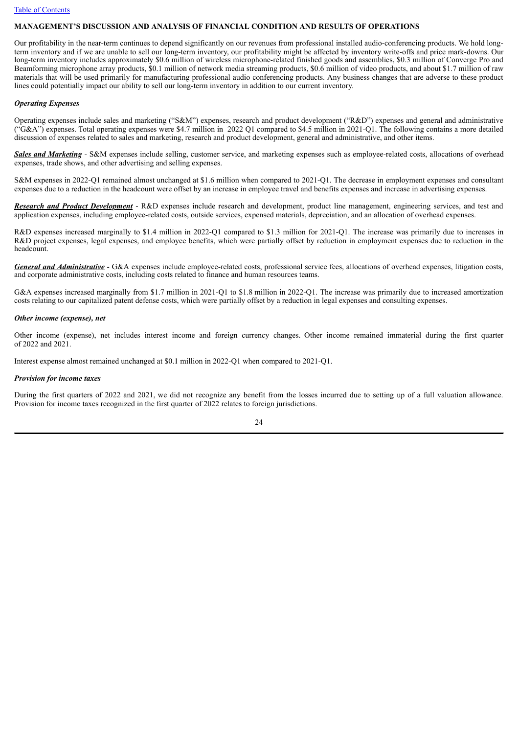## MANAGEMENT'S DISCUSSION AND ANALYSIS OF FINANCIAL CONDITION AND RESULTS OF OPERATIONS

Our profitability in the near-term continues to depend significantly on our revenues from professional installed audio-conferencing products. We hold long-term inventory and if we are unable to sell our long-term inventory, our profitability might be affected by inventory write-offs and price mark-downs. Our long-term inventory includes approximately $0.6 million of wireless microphone-related finished goods and assemblies, $0.3 million of Converge Pro and Beamforming microphone array products, $0.1 million of network media streaming products, $0.6 million of video products, and about $1.7 million of raw materials that will be used primarily for manufacturing professional audio conferencing products. Any business changes that are adverse to these product lines could potentially impact our ability to sell our long-term inventory in addition to our current inventory.

### *Operating Expenses*

Operating expenses include sales and marketing ("S&M") expenses, research and product development ("R&D") expenses and general and administrative ("G&A") expenses. Total operating expenses were $4.7 million in 2022 Q1 compared to $4.5 million in 2021-Q1. The following contains a more detailed discussion of expenses related to sales and marketing, research and product development, general and administrative, and other items.

***Sales and Marketing*** - S&M expenses include selling, customer service, and marketing expenses such as employee-related costs, allocations of overhead expenses, trade shows, and other advertising and selling expenses.

S&M expenses in 2022-Q1 remained almost unchanged at $1.6 million when compared to 2021-Q1. The decrease in employment expenses and consultant expenses due to a reduction in the headcount were offset by an increase in employee travel and benefits expenses and increase in advertising expenses.

***Research and Product Development*** - R&D expenses include research and development, product line management, engineering services, and test and application expenses, including employee-related costs, outside services, expensed materials, depreciation, and an allocation of overhead expenses.

R&D expenses increased marginally to $1.4 million in 2022-Q1 compared to $1.3 million for 2021-Q1. The increase was primarily due to increases in R&D project expenses, legal expenses, and employee benefits, which were partially offset by reduction in employment expenses due to reduction in the headcount.

***General and Administrative*** - G&A expenses include employee-related costs, professional service fees, allocations of overhead expenses, litigation costs, and corporate administrative costs, including costs related to finance and human resources teams.

G&A expenses increased marginally from $1.7 million in 2021-Q1 to $1.8 million in 2022-Q1. The increase was primarily due to increased amortization costs relating to our capitalized patent defense costs, which were partially offset by a reduction in legal expenses and consulting expenses.

### *Other income (expense), net*

Other income (expense), net includes interest income and foreign currency changes. Other income remained immaterial during the first quarter of 2022 and 2021.

Interest expense almost remained unchanged at $0.1 million in 2022-Q1 when compared to 2021-Q1.

### *Provision for income taxes*

During the first quarters of 2022 and 2021, we did not recognize any benefit from the losses incurred due to setting up of a full valuation allowance. Provision for income taxes recognized in the first quarter of 2022 relates to foreign jurisdictions.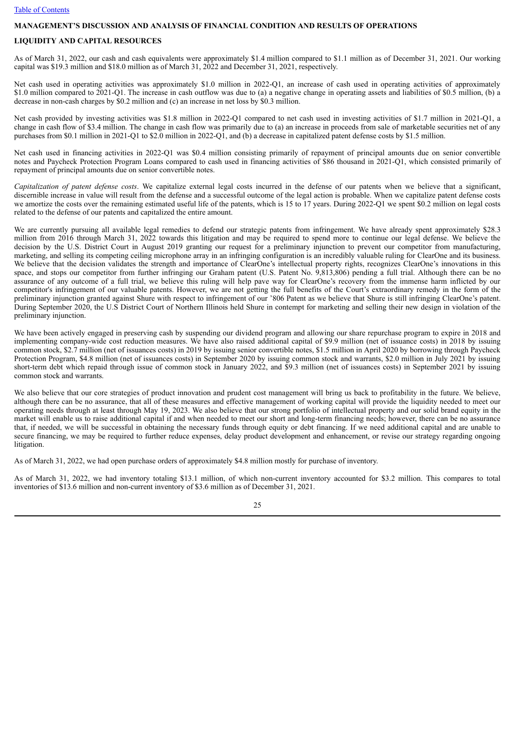## MANAGEMENT'S DISCUSSION AND ANALYSIS OF FINANCIAL CONDITION AND RESULTS OF OPERATIONS

### LIQUIDITY AND CAPITAL RESOURCES

As of March 31, 2022, our cash and cash equivalents were approximately $1.4 million compared to $1.1 million as of December 31, 2021. Our working capital was $19.3 million and $18.0 million as of March 31, 2022 and December 31, 2021, respectively.

Net cash used in operating activities was approximately $1.0 million in 2022-Q1, an increase of cash used in operating activities of approximately $1.0 million compared to 2021-Q1. The increase in cash outflow was due to (a) a negative change in operating assets and liabilities of $0.5 million, (b) a decrease in non-cash charges by $0.2 million and (c) an increase in net loss by $0.3 million.

Net cash provided by investing activities was $1.8 million in 2022-Q1 compared to net cash used in investing activities of $1.7 million in 2021-Q1, a change in cash flow of $3.4 million. The change in cash flow was primarily due to (a) an increase in proceeds from sale of marketable securities net of any purchases from $0.1 million in 2021-Q1 to $2.0 million in 2022-Q1, and (b) a decrease in capitalized patent defense costs by $1.5 million.

Net cash used in financing activities in 2022-Q1 was $0.4 million consisting primarily of repayment of principal amounts due on senior convertible notes and Paycheck Protection Program Loans compared to cash used in financing activities of $86 thousand in 2021-Q1, which consisted primarily of repayment of principal amounts due on senior convertible notes.

*Capitalization of patent defense costs*. We capitalize external legal costs incurred in the defense of our patents when we believe that a significant, discernible increase in value will result from the defense and a successful outcome of the legal action is probable. When we capitalize patent defense costs we amortize the costs over the remaining estimated useful life of the patents, which is 15 to 17 years. During 2022-Q1 we spent $0.2 million on legal costs related to the defense of our patents and capitalized the entire amount.

We are currently pursuing all available legal remedies to defend our strategic patents from infringement. We have already spent approximately $28.3 million from 2016 through March 31, 2022 towards this litigation and may be required to spend more to continue our legal defense. We believe the decision by the U.S. District Court in August 2019 granting our request for a preliminary injunction to prevent our competitor from manufacturing, marketing, and selling its competing ceiling microphone array in an infringing configuration is an incredibly valuable ruling for ClearOne and its business. We believe that the decision validates the strength and importance of ClearOne's intellectual property rights, recognizes ClearOne's innovations in this space, and stops our competitor from further infringing our Graham patent (U.S. Patent No. 9,813,806) pending a full trial. Although there can be no assurance of any outcome of a full trial, we believe this ruling will help pave way for ClearOne's recovery from the immense harm inflicted by our competitor's infringement of our valuable patents. However, we are not getting the full benefits of the Court's extraordinary remedy in the form of the preliminary injunction granted against Shure with respect to infringement of our '806 Patent as we believe that Shure is still infringing ClearOne's patent. During September 2020, the U.S District Court of Northern Illinois held Shure in contempt for marketing and selling their new design in violation of the preliminary injunction.

We have been actively engaged in preserving cash by suspending our dividend program and allowing our share repurchase program to expire in 2018 and implementing company-wide cost reduction measures. We have also raised additional capital of $9.9 million (net of issuance costs) in 2018 by issuing common stock, $2.7 million (net of issuances costs) in 2019 by issuing senior convertible notes, $1.5 million in April 2020 by borrowing through Paycheck Protection Program, $4.8 million (net of issuances costs) in September 2020 by issuing common stock and warrants, $2.0 million in July 2021 by issuing short-term debt which repaid through issue of common stock in January 2022, and $9.3 million (net of issuances costs) in September 2021 by issuing common stock and warrants.

We also believe that our core strategies of product innovation and prudent cost management will bring us back to profitability in the future. We believe, although there can be no assurance, that all of these measures and effective management of working capital will provide the liquidity needed to meet our operating needs through at least through May 19, 2023. We also believe that our strong portfolio of intellectual property and our solid brand equity in the market will enable us to raise additional capital if and when needed to meet our short and long-term financing needs; however, there can be no assurance that, if needed, we will be successful in obtaining the necessary funds through equity or debt financing. If we need additional capital and are unable to secure financing, we may be required to further reduce expenses, delay product development and enhancement, or revise our strategy regarding ongoing litigation.

As of March 31, 2022, we had open purchase orders of approximately $4.8 million mostly for purchase of inventory.

As of March 31, 2022, we had inventory totaling $13.1 million, of which non-current inventory accounted for $3.2 million. This compares to total inventories of $13.6 million and non-current inventory of $3.6 million as of December 31, 2021.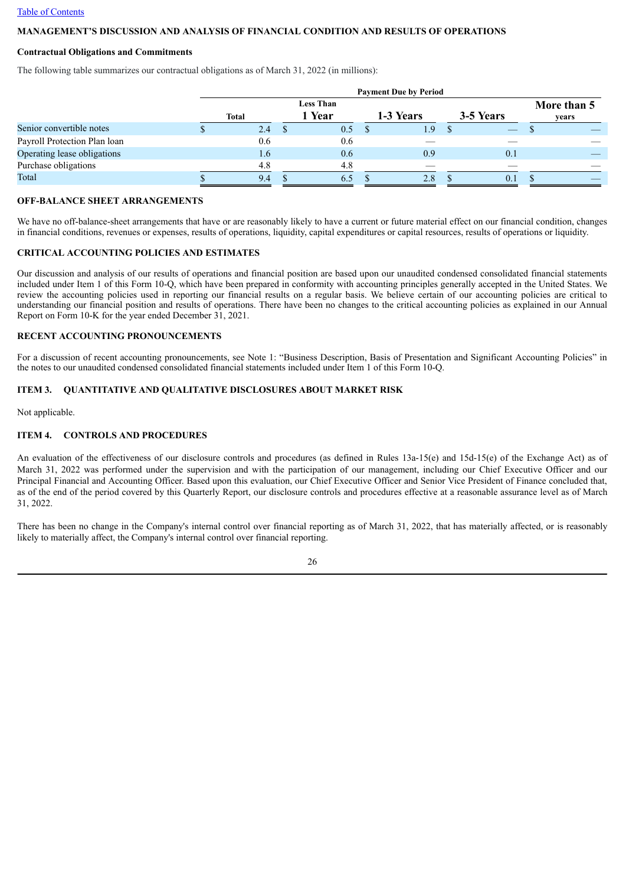Table of Contents

## MANAGEMENT'S DISCUSSION AND ANALYSIS OF FINANCIAL CONDITION AND RESULTS OF OPERATIONS

**Contractual Obligations and Commitments**

The following table summarizes our contractual obligations as of March 31, 2022 (in millions):

| | Payment Due by Period | | | | |
|---|---|---|---|---|---|
| | Total | Less Than 1 Year | 1-3 Years | 3-5 Years | More than 5 years |
| Senior convertible notes | $ 2.4 | $ 0.5 | $ 1.9 | $ — | $ — |
| Payroll Protection Plan loan | 0.6 | 0.6 | — | — | — |
| Operating lease obligations | 1.6 | 0.6 | 0.9 | 0.1 | — |
| Purchase obligations | 4.8 | 4.8 | — | — | — |
| Total | $ 9.4 | $ 6.5 | $ 2.8 | $ 0.1 | $ — |

## OFF-BALANCE SHEET ARRANGEMENTS

We have no off-balance-sheet arrangements that have or are reasonably likely to have a current or future material effect on our financial condition, changes in financial conditions, revenues or expenses, results of operations, liquidity, capital expenditures or capital resources, results of operations or liquidity.

## CRITICAL ACCOUNTING POLICIES AND ESTIMATES

Our discussion and analysis of our results of operations and financial position are based upon our unaudited condensed consolidated financial statements included under Item 1 of this Form 10-Q, which have been prepared in conformity with accounting principles generally accepted in the United States. We review the accounting policies used in reporting our financial results on a regular basis. We believe certain of our accounting policies are critical to understanding our financial position and results of operations. There have been no changes to the critical accounting policies as explained in our Annual Report on Form 10-K for the year ended December 31, 2021.

## RECENT ACCOUNTING PRONOUNCEMENTS

For a discussion of recent accounting pronouncements, see Note 1: "Business Description, Basis of Presentation and Significant Accounting Policies" in the notes to our unaudited condensed consolidated financial statements included under Item 1 of this Form 10-Q.

## ITEM 3. QUANTITATIVE AND QUALITATIVE DISCLOSURES ABOUT MARKET RISK

Not applicable.

## ITEM 4. CONTROLS AND PROCEDURES

An evaluation of the effectiveness of our disclosure controls and procedures (as defined in Rules 13a-15(e) and 15d-15(e) of the Exchange Act) as of March 31, 2022 was performed under the supervision and with the participation of our management, including our Chief Executive Officer and our Principal Financial and Accounting Officer. Based upon this evaluation, our Chief Executive Officer and Senior Vice President of Finance concluded that, as of the end of the period covered by this Quarterly Report, our disclosure controls and procedures effective at a reasonable assurance level as of March 31, 2022.

There has been no change in the Company's internal control over financial reporting as of March 31, 2022, that has materially affected, or is reasonably likely to materially affect, the Company's internal control over financial reporting.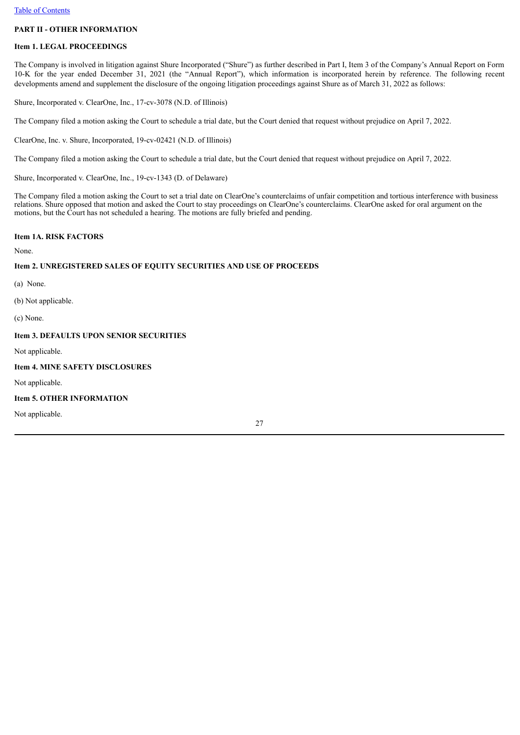[Table of Contents](#)

## PART II - OTHER INFORMATION

### Item 1. LEGAL PROCEEDINGS

The Company is involved in litigation against Shure Incorporated ("Shure") as further described in Part I, Item 3 of the Company's Annual Report on Form 10-K for the year ended December 31, 2021 (the "Annual Report"), which information is incorporated herein by reference. The following recent developments amend and supplement the disclosure of the ongoing litigation proceedings against Shure as of March 31, 2022 as follows:

Shure, Incorporated v. ClearOne, Inc., 17-cv-3078 (N.D. of Illinois)

The Company filed a motion asking the Court to schedule a trial date, but the Court denied that request without prejudice on April 7, 2022.

ClearOne, Inc. v. Shure, Incorporated, 19-cv-02421 (N.D. of Illinois)

The Company filed a motion asking the Court to schedule a trial date, but the Court denied that request without prejudice on April 7, 2022.

Shure, Incorporated v. ClearOne, Inc., 19-cv-1343 (D. of Delaware)

The Company filed a motion asking the Court to set a trial date on ClearOne's counterclaims of unfair competition and tortious interference with business relations. Shure opposed that motion and asked the Court to stay proceedings on ClearOne's counterclaims. ClearOne asked for oral argument on the motions, but the Court has not scheduled a hearing. The motions are fully briefed and pending.

### Item 1A. RISK FACTORS

None.

### Item 2. UNREGISTERED SALES OF EQUITY SECURITIES AND USE OF PROCEEDS

(a) None.

(b) Not applicable.

(c) None.

### Item 3. DEFAULTS UPON SENIOR SECURITIES

Not applicable.

### Item 4. MINE SAFETY DISCLOSURES

Not applicable.

### Item 5. OTHER INFORMATION

Not applicable.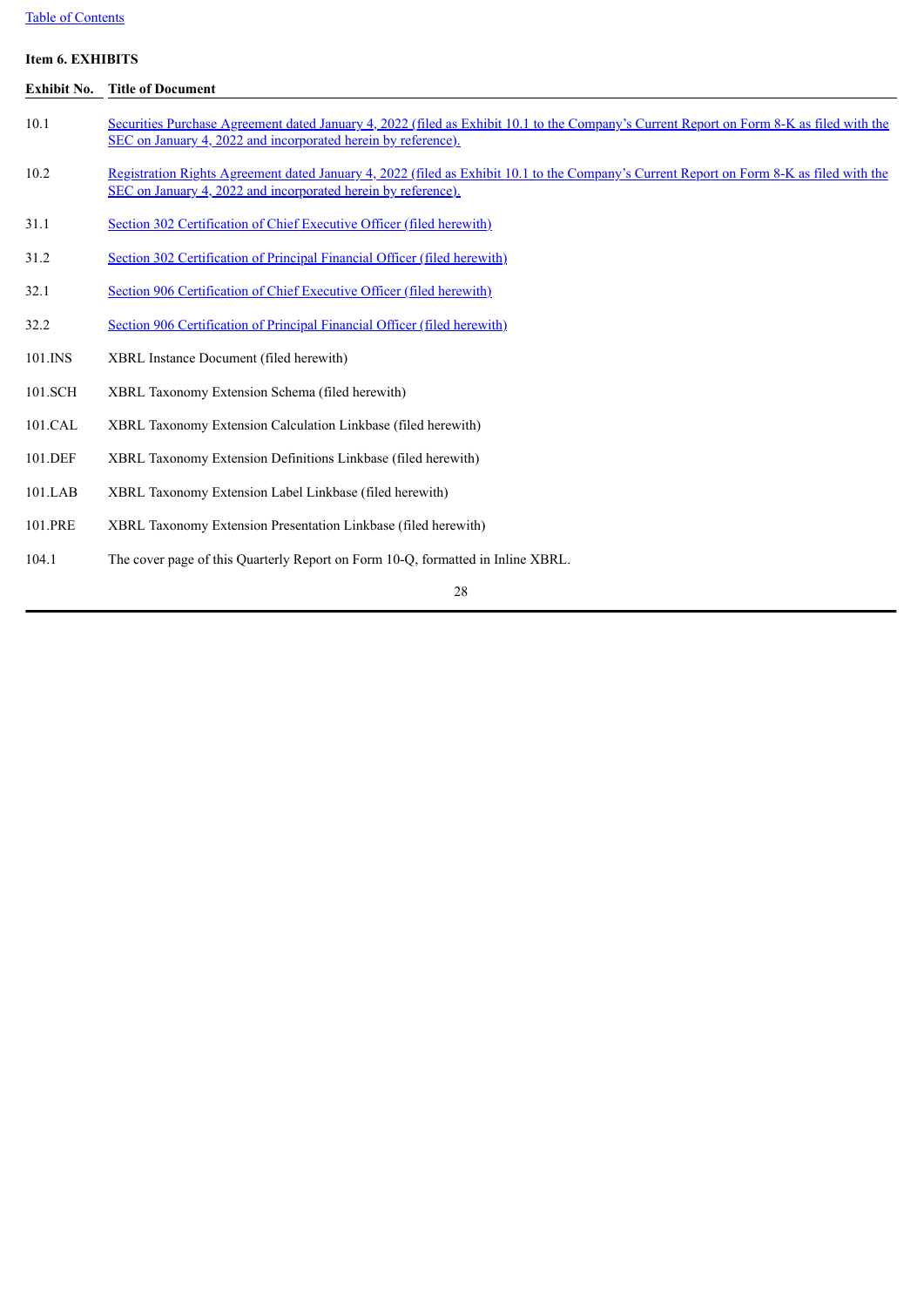**Item 6. EXHIBITS**

| Exhibit No. | Title of Document |
|---|---|
| 10.1 | Securities Purchase Agreement dated January 4, 2022 (filed as Exhibit 10.1 to the Company's Current Report on Form 8-K as filed with the SEC on January 4, 2022 and incorporated herein by reference). |
| 10.2 | Registration Rights Agreement dated January 4, 2022 (filed as Exhibit 10.1 to the Company's Current Report on Form 8-K as filed with the SEC on January 4, 2022 and incorporated herein by reference). |
| 31.1 | Section 302 Certification of Chief Executive Officer (filed herewith) |
| 31.2 | Section 302 Certification of Principal Financial Officer (filed herewith) |
| 32.1 | Section 906 Certification of Chief Executive Officer (filed herewith) |
| 32.2 | Section 906 Certification of Principal Financial Officer (filed herewith) |
| 101.INS | XBRL Instance Document (filed herewith) |
| 101.SCH | XBRL Taxonomy Extension Schema (filed herewith) |
| 101.CAL | XBRL Taxonomy Extension Calculation Linkbase (filed herewith) |
| 101.DEF | XBRL Taxonomy Extension Definitions Linkbase (filed herewith) |
| 101.LAB | XBRL Taxonomy Extension Label Linkbase (filed herewith) |
| 101.PRE | XBRL Taxonomy Extension Presentation Linkbase (filed herewith) |
| 104.1 | The cover page of this Quarterly Report on Form 10-Q, formatted in Inline XBRL. |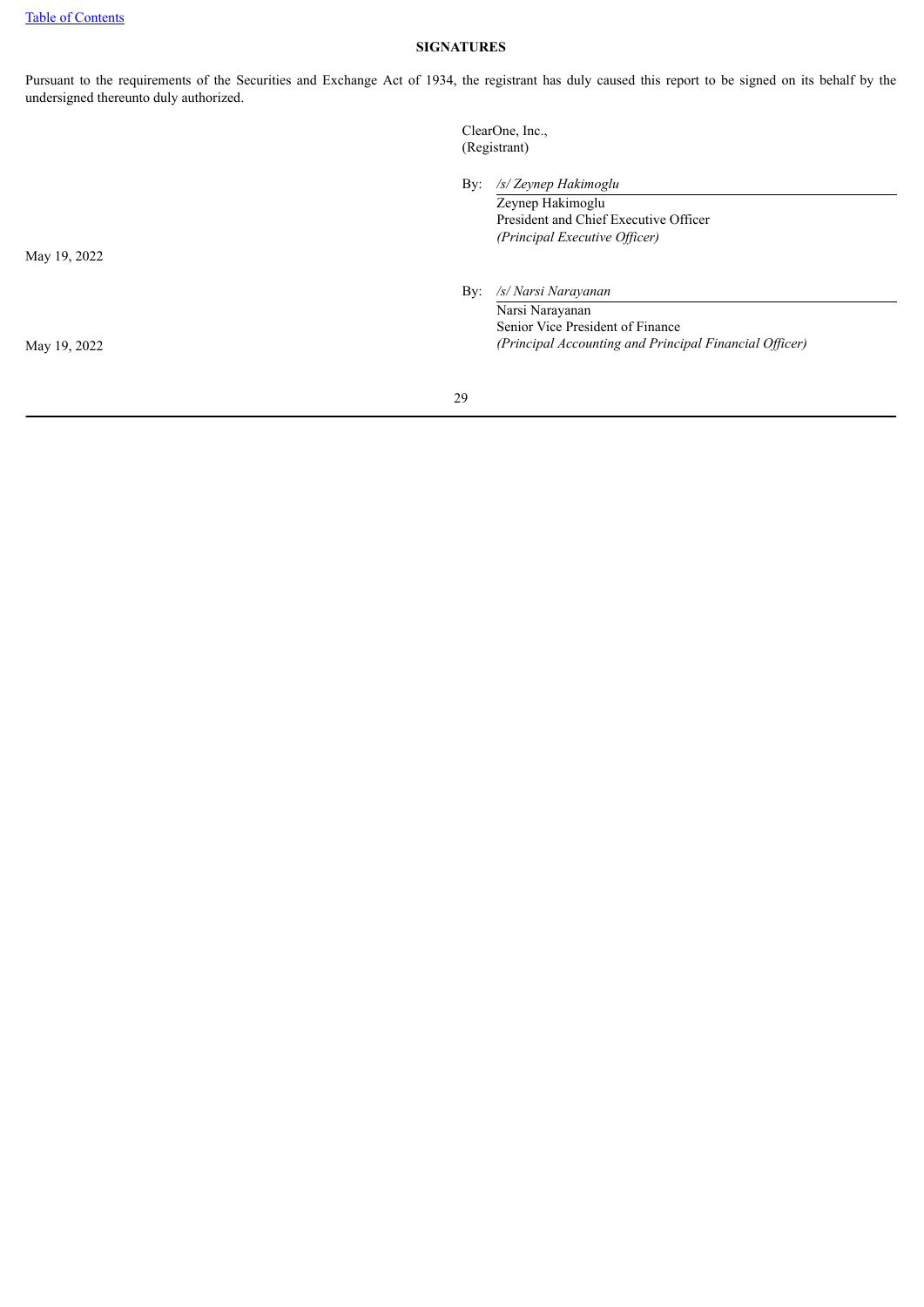[Table of Contents](#)

**SIGNATURES**

Pursuant to the requirements of the Securities and Exchange Act of 1934, the registrant has duly caused this report to be signed on its behalf by the undersigned thereunto duly authorized.

ClearOne, Inc.,
(Registrant)

| | |
|---|---|
| May 19, 2022 | By: */s/ Zeynep Hakimoglu*<br>Zeynep Hakimoglu<br>President and Chief Executive Officer<br>*(Principal Executive Officer)* |
| May 19, 2022 | By: */s/ Narsi Narayanan*<br>Narsi Narayanan<br>Senior Vice President of Finance<br>*(Principal Accounting and Principal Financial Officer)* |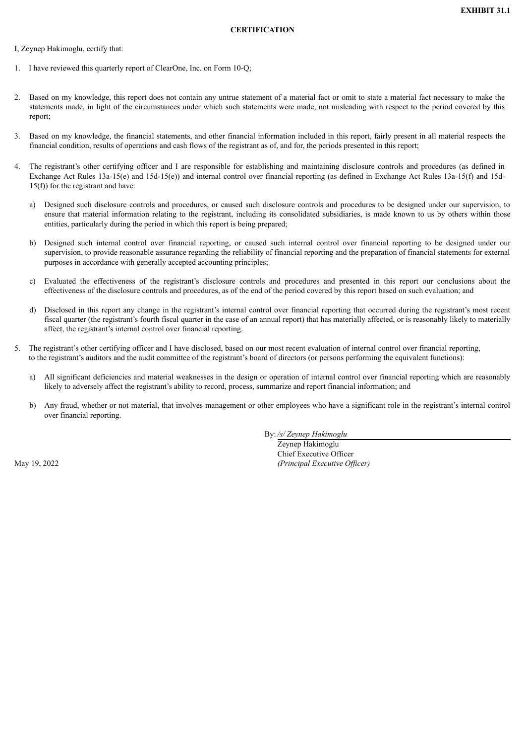**EXHIBIT 31.1**

**CERTIFICATION**

I, Zeynep Hakimoglu, certify that:

1. I have reviewed this quarterly report of ClearOne, Inc. on Form 10-Q;

2. Based on my knowledge, this report does not contain any untrue statement of a material fact or omit to state a material fact necessary to make the statements made, in light of the circumstances under which such statements were made, not misleading with respect to the period covered by this report;

3. Based on my knowledge, the financial statements, and other financial information included in this report, fairly present in all material respects the financial condition, results of operations and cash flows of the registrant as of, and for, the periods presented in this report;

4. The registrant's other certifying officer and I are responsible for establishing and maintaining disclosure controls and procedures (as defined in Exchange Act Rules 13a-15(e) and 15d-15(e)) and internal control over financial reporting (as defined in Exchange Act Rules 13a-15(f) and 15d-15(f)) for the registrant and have:

   a) Designed such disclosure controls and procedures, or caused such disclosure controls and procedures to be designed under our supervision, to ensure that material information relating to the registrant, including its consolidated subsidiaries, is made known to us by others within those entities, particularly during the period in which this report is being prepared;

   b) Designed such internal control over financial reporting, or caused such internal control over financial reporting to be designed under our supervision, to provide reasonable assurance regarding the reliability of financial reporting and the preparation of financial statements for external purposes in accordance with generally accepted accounting principles;

   c) Evaluated the effectiveness of the registrant's disclosure controls and procedures and presented in this report our conclusions about the effectiveness of the disclosure controls and procedures, as of the end of the period covered by this report based on such evaluation; and

   d) Disclosed in this report any change in the registrant's internal control over financial reporting that occurred during the registrant's most recent fiscal quarter (the registrant's fourth fiscal quarter in the case of an annual report) that has materially affected, or is reasonably likely to materially affect, the registrant's internal control over financial reporting.

5. The registrant's other certifying officer and I have disclosed, based on our most recent evaluation of internal control over financial reporting, to the registrant's auditors and the audit committee of the registrant's board of directors (or persons performing the equivalent functions):

   a) All significant deficiencies and material weaknesses in the design or operation of internal control over financial reporting which are reasonably likely to adversely affect the registrant's ability to record, process, summarize and report financial information; and

   b) Any fraud, whether or not material, that involves management or other employees who have a significant role in the registrant's internal control over financial reporting.

By: */s/ Zeynep Hakimoglu*
Zeynep Hakimoglu
Chief Executive Officer
*(Principal Executive Officer)*

May 19, 2022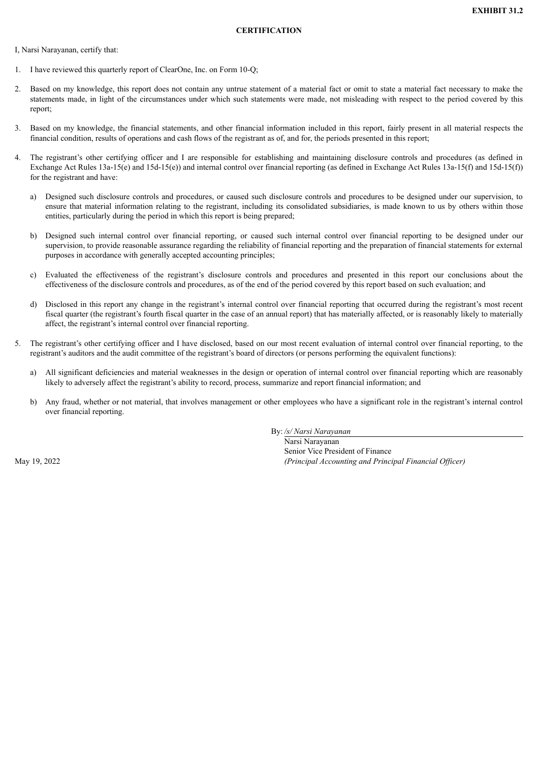**EXHIBIT 31.2**

**CERTIFICATION**

I, Narsi Narayanan, certify that:

1. I have reviewed this quarterly report of ClearOne, Inc. on Form 10-Q;

2. Based on my knowledge, this report does not contain any untrue statement of a material fact or omit to state a material fact necessary to make the statements made, in light of the circumstances under which such statements were made, not misleading with respect to the period covered by this report;

3. Based on my knowledge, the financial statements, and other financial information included in this report, fairly present in all material respects the financial condition, results of operations and cash flows of the registrant as of, and for, the periods presented in this report;

4. The registrant's other certifying officer and I are responsible for establishing and maintaining disclosure controls and procedures (as defined in Exchange Act Rules 13a-15(e) and 15d-15(e)) and internal control over financial reporting (as defined in Exchange Act Rules 13a-15(f) and 15d-15(f)) for the registrant and have:

   a) Designed such disclosure controls and procedures, or caused such disclosure controls and procedures to be designed under our supervision, to ensure that material information relating to the registrant, including its consolidated subsidiaries, is made known to us by others within those entities, particularly during the period in which this report is being prepared;

   b) Designed such internal control over financial reporting, or caused such internal control over financial reporting to be designed under our supervision, to provide reasonable assurance regarding the reliability of financial reporting and the preparation of financial statements for external purposes in accordance with generally accepted accounting principles;

   c) Evaluated the effectiveness of the registrant's disclosure controls and procedures and presented in this report our conclusions about the effectiveness of the disclosure controls and procedures, as of the end of the period covered by this report based on such evaluation; and

   d) Disclosed in this report any change in the registrant's internal control over financial reporting that occurred during the registrant's most recent fiscal quarter (the registrant's fourth fiscal quarter in the case of an annual report) that has materially affected, or is reasonably likely to materially affect, the registrant's internal control over financial reporting.

5. The registrant's other certifying officer and I have disclosed, based on our most recent evaluation of internal control over financial reporting, to the registrant's auditors and the audit committee of the registrant's board of directors (or persons performing the equivalent functions):

   a) All significant deficiencies and material weaknesses in the design or operation of internal control over financial reporting which are reasonably likely to adversely affect the registrant's ability to record, process, summarize and report financial information; and

   b) Any fraud, whether or not material, that involves management or other employees who have a significant role in the registrant's internal control over financial reporting.

By: */s/ Narsi Narayanan*
Narsi Narayanan
Senior Vice President of Finance
*(Principal Accounting and Principal Financial Officer)*

May 19, 2022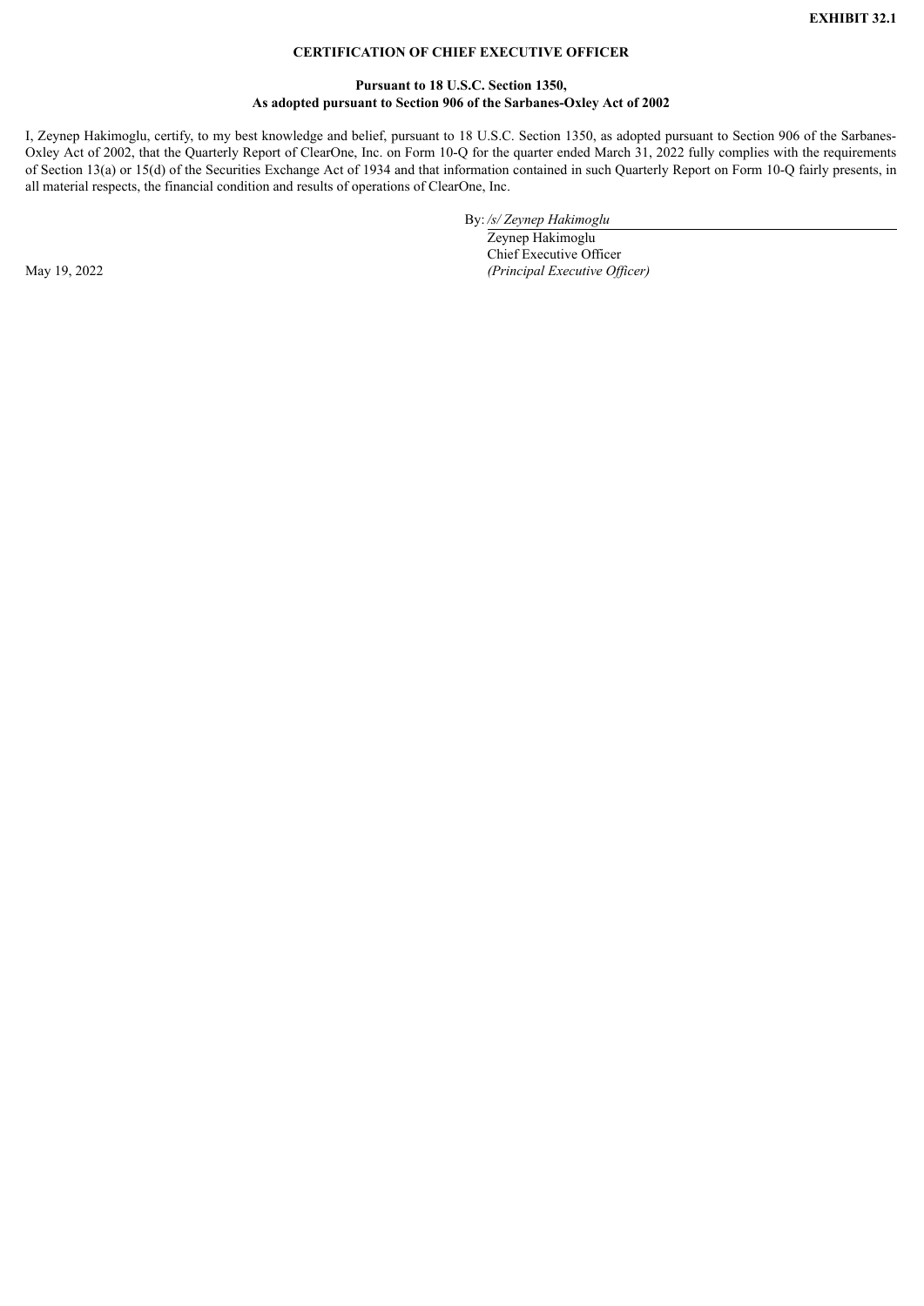**EXHIBIT 32.1**

**CERTIFICATION OF CHIEF EXECUTIVE OFFICER**

**Pursuant to 18 U.S.C. Section 1350,**
**As adopted pursuant to Section 906 of the Sarbanes-Oxley Act of 2002**

I, Zeynep Hakimoglu, certify, to my best knowledge and belief, pursuant to 18 U.S.C. Section 1350, as adopted pursuant to Section 906 of the Sarbanes-Oxley Act of 2002, that the Quarterly Report of ClearOne, Inc. on Form 10-Q for the quarter ended March 31, 2022 fully complies with the requirements of Section 13(a) or 15(d) of the Securities Exchange Act of 1934 and that information contained in such Quarterly Report on Form 10-Q fairly presents, in all material respects, the financial condition and results of operations of ClearOne, Inc.

By: */s/ Zeynep Hakimoglu*
Zeynep Hakimoglu
Chief Executive Officer
*(Principal Executive Officer)*

May 19, 2022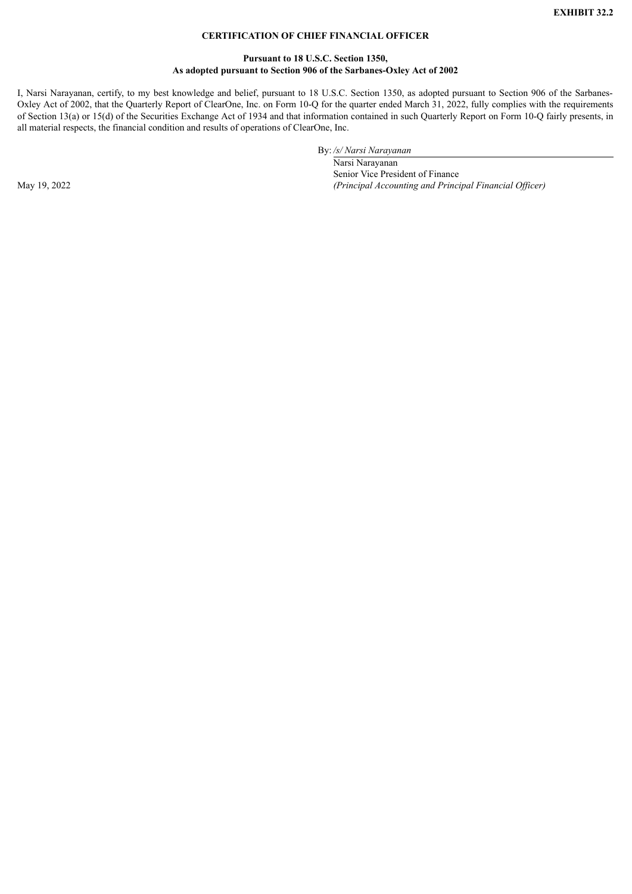**EXHIBIT 32.2**

**CERTIFICATION OF CHIEF FINANCIAL OFFICER**

**Pursuant to 18 U.S.C. Section 1350,**
**As adopted pursuant to Section 906 of the Sarbanes-Oxley Act of 2002**

I, Narsi Narayanan, certify, to my best knowledge and belief, pursuant to 18 U.S.C. Section 1350, as adopted pursuant to Section 906 of the Sarbanes-Oxley Act of 2002, that the Quarterly Report of ClearOne, Inc. on Form 10-Q for the quarter ended March 31, 2022, fully complies with the requirements of Section 13(a) or 15(d) of the Securities Exchange Act of 1934 and that information contained in such Quarterly Report on Form 10-Q fairly presents, in all material respects, the financial condition and results of operations of ClearOne, Inc.

By: */s/ Narsi Narayanan*
Narsi Narayanan
Senior Vice President of Finance
*(Principal Accounting and Principal Financial Officer)*

May 19, 2022